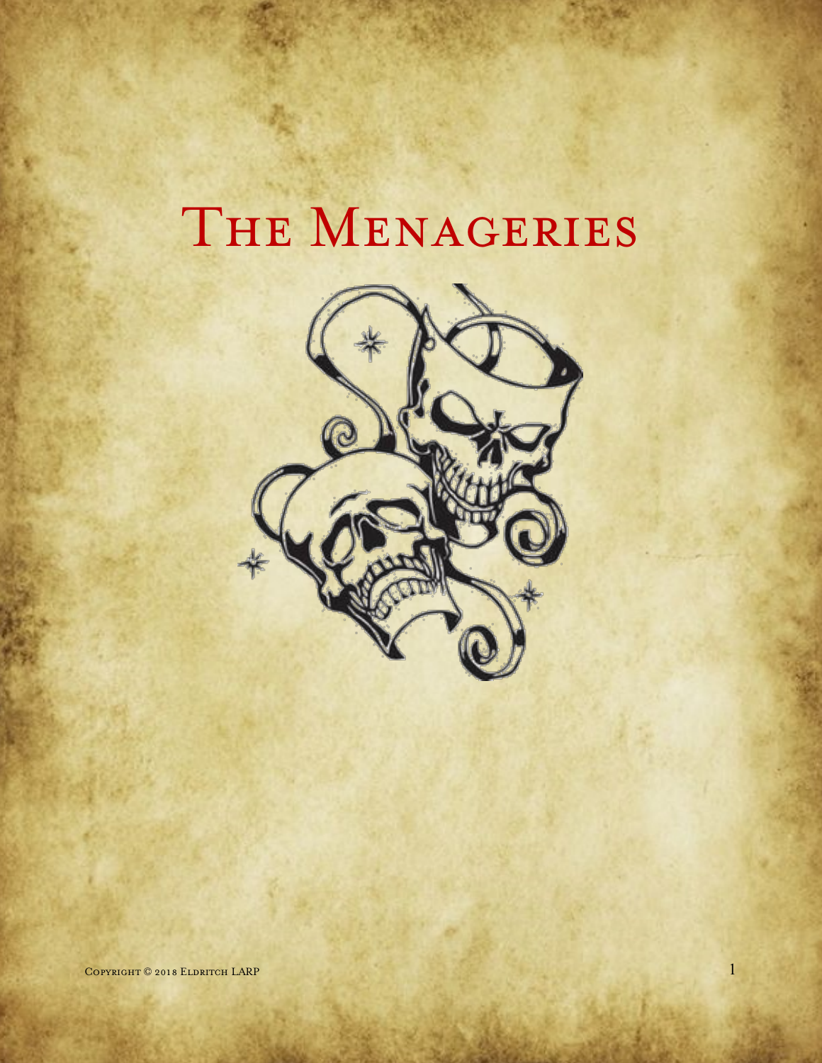# The Menageries

Copyright © 2018 Eldritch LARP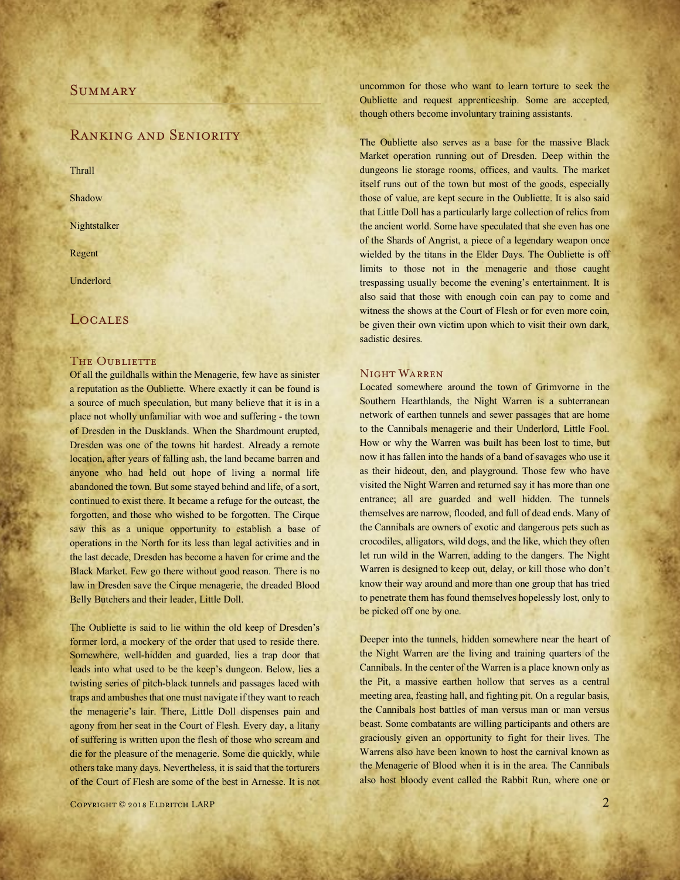## Summary

## Ranking and Seniority

Thrall

Shadow

Nightstalker

Regent

Underlord

## Locales

### The Oubliette

Of all the guildhalls within the Menagerie, few have as sinister a reputation as the Oubliette. Where exactly it can be found is a source of much speculation, but many believe that it is in a place not wholly unfamiliar with woe and suffering - the town of Dresden in the Dusklands. When the Shardmount erupted, Dresden was one of the towns hit hardest. Already a remote location, after years of falling ash, the land became barren and anyone who had held out hope of living a normal life abandoned the town. But some stayed behind and life, of a sort, continued to exist there. It became a refuge for the outcast, the forgotten, and those who wished to be forgotten. The Cirque saw this as a unique opportunity to establish a base of operations in the North for its less than legal activities and in the last decade, Dresden has become a haven for crime and the Black Market. Few go there without good reason. There is no law in Dresden save the Cirque menagerie, the dreaded Blood Belly Butchers and their leader, Little Doll.

The Oubliette is said to lie within the old keep of Dresden's former lord, a mockery of the order that used to reside there. Somewhere, well-hidden and guarded, lies a trap door that leads into what used to be the keep's dungeon. Below, lies a twisting series of pitch-black tunnels and passages laced with traps and ambushes that one must navigate if they want to reach the menagerie's lair. There, Little Doll dispenses pain and agony from her seat in the Court of Flesh. Every day, a litany of suffering is written upon the flesh of those who scream and die for the pleasure of the menagerie. Some die quickly, while others take many days. Nevertheless, it is said that the torturers of the Court of Flesh are some of the best in Arnesse. It is not uncommon for those who want to learn torture to seek the Oubliette and request apprenticeship. Some are accepted, though others become involuntary training assistants.

The Oubliette also serves as a base for the massive Black Market operation running out of Dresden. Deep within the dungeons lie storage rooms, offices, and vaults. The market itself runs out of the town but most of the goods, especially those of value, are kept secure in the Oubliette. It is also said that Little Doll has a particularly large collection of relics from the ancient world. Some have speculated that she even has one of the Shards of Angrist, a piece of a legendary weapon once wielded by the titans in the Elder Days. The Oubliette is off limits to those not in the menagerie and those caught trespassing usually become the evening's entertainment. It is also said that those with enough coin can pay to come and witness the shows at the Court of Flesh or for even more coin, be given their own victim upon which to visit their own dark, sadistic desires.

### Night Warren

Located somewhere around the town of Grimvorne in the Southern Hearthlands, the Night Warren is a subterranean network of earthen tunnels and sewer passages that are home to the Cannibals menagerie and their Underlord, Little Fool. How or why the Warren was built has been lost to time, but now it has fallen into the hands of a band of savages who use it as their hideout, den, and playground. Those few who have visited the Night Warren and returned say it has more than one entrance; all are guarded and well hidden. The tunnels themselves are narrow, flooded, and full of dead ends. Many of the Cannibals are owners of exotic and dangerous pets such as crocodiles, alligators, wild dogs, and the like, which they often let run wild in the Warren, adding to the dangers. The Night Warren is designed to keep out, delay, or kill those who don't know their way around and more than one group that has tried to penetrate them has found themselves hopelessly lost, only to be picked off one by one.

Deeper into the tunnels, hidden somewhere near the heart of the Night Warren are the living and training quarters of the Cannibals. In the center of the Warren is a place known only as the Pit, a massive earthen hollow that serves as a central meeting area, feasting hall, and fighting pit. On a regular basis, the Cannibals host battles of man versus man or man versus beast. Some combatants are willing participants and others are graciously given an opportunity to fight for their lives. The Warrens also have been known to host the carnival known as the Menagerie of Blood when it is in the area. The Cannibals also host bloody event called the Rabbit Run, where one or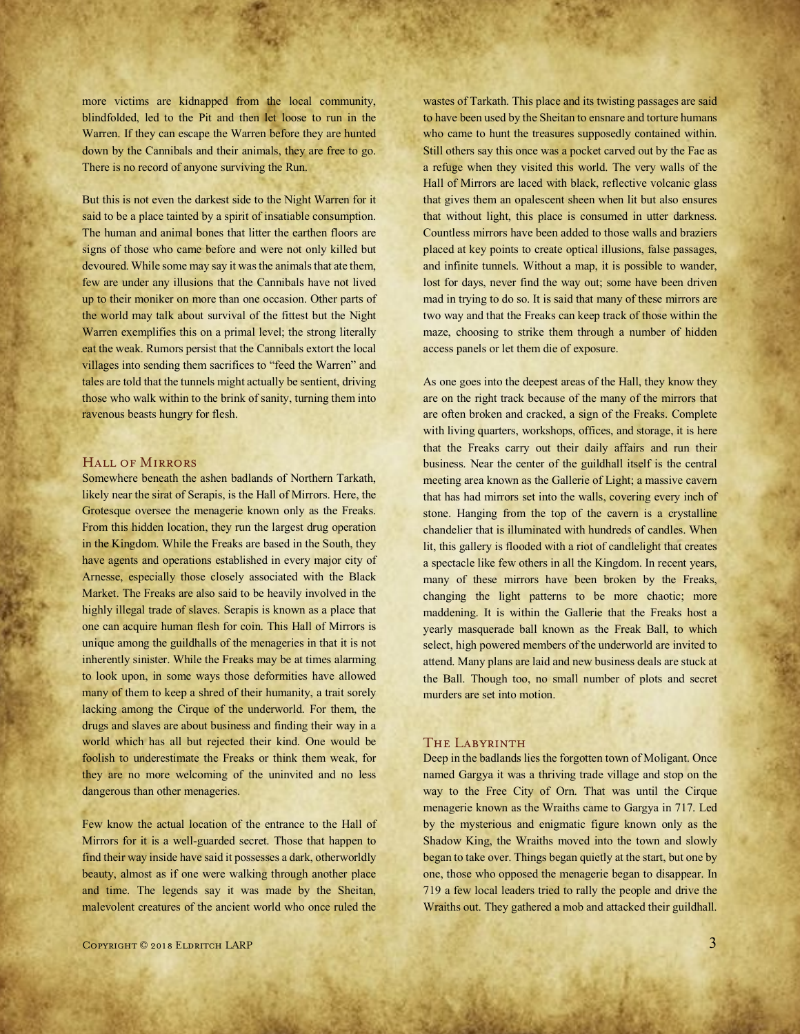more victims are kidnapped from the local community, blindfolded, led to the Pit and then let loose to run in the Warren. If they can escape the Warren before they are hunted down by the Cannibals and their animals, they are free to go. There is no record of anyone surviving the Run.

But this is not even the darkest side to the Night Warren for it said to be a place tainted by a spirit of insatiable consumption. The human and animal bones that litter the earthen floors are signs of those who came before and were not only killed but devoured. While some may say it was the animals that ate them, few are under any illusions that the Cannibals have not lived up to their moniker on more than one occasion. Other parts of the world may talk about survival of the fittest but the Night Warren exemplifies this on a primal level; the strong literally eat the weak. Rumors persist that the Cannibals extort the local villages into sending them sacrifices to "feed the Warren" and tales are told that the tunnels might actually be sentient, driving those who walk within to the brink of sanity, turning them into ravenous beasts hungry for flesh.

## Hall of Mirrors

Somewhere beneath the ashen badlands of Northern Tarkath, likely near the sirat of Serapis, is the Hall of Mirrors. Here, the Grotesque oversee the menagerie known only as the Freaks. From this hidden location, they run the largest drug operation in the Kingdom. While the Freaks are based in the South, they have agents and operations established in every major city of Arnesse, especially those closely associated with the Black Market. The Freaks are also said to be heavily involved in the highly illegal trade of slaves. Serapis is known as a place that one can acquire human flesh for coin. This Hall of Mirrors is unique among the guildhalls of the menageries in that it is not inherently sinister. While the Freaks may be at times alarming to look upon, in some ways those deformities have allowed many of them to keep a shred of their humanity, a trait sorely lacking among the Cirque of the underworld. For them, the drugs and slaves are about business and finding their way in a world which has all but rejected their kind. One would be foolish to underestimate the Freaks or think them weak, for they are no more welcoming of the uninvited and no less dangerous than other menageries.

Few know the actual location of the entrance to the Hall of Mirrors for it is a well-guarded secret. Those that happen to find their way inside have said it possesses a dark, otherworldly beauty, almost as if one were walking through another place and time. The legends say it was made by the Sheitan, malevolent creatures of the ancient world who once ruled the wastes of Tarkath. This place and its twisting passages are said to have been used by the Sheitan to ensnare and torture humans who came to hunt the treasures supposedly contained within. Still others say this once was a pocket carved out by the Fae as a refuge when they visited this world. The very walls of the Hall of Mirrors are laced with black, reflective volcanic glass that gives them an opalescent sheen when lit but also ensures that without light, this place is consumed in utter darkness. Countless mirrors have been added to those walls and braziers placed at key points to create optical illusions, false passages, and infinite tunnels. Without a map, it is possible to wander, lost for days, never find the way out; some have been driven mad in trying to do so. It is said that many of these mirrors are two way and that the Freaks can keep track of those within the maze, choosing to strike them through a number of hidden access panels or let them die of exposure.

As one goes into the deepest areas of the Hall, they know they are on the right track because of the many of the mirrors that are often broken and cracked, a sign of the Freaks. Complete with living quarters, workshops, offices, and storage, it is here that the Freaks carry out their daily affairs and run their business. Near the center of the guildhall itself is the central meeting area known as the Gallerie of Light; a massive cavern that has had mirrors set into the walls, covering every inch of stone. Hanging from the top of the cavern is a crystalline chandelier that is illuminated with hundreds of candles. When lit, this gallery is flooded with a riot of candlelight that creates a spectacle like few others in all the Kingdom. In recent years, many of these mirrors have been broken by the Freaks, changing the light patterns to be more chaotic; more maddening. It is within the Gallerie that the Freaks host a yearly masquerade ball known as the Freak Ball, to which select, high powered members of the underworld are invited to attend. Many plans are laid and new business deals are stuck at the Ball. Though too, no small number of plots and secret murders are set into motion.

## The Labyrinth

Deep in the badlands lies the forgotten town of Moligant. Once named Gargya it was a thriving trade village and stop on the way to the Free City of Orn. That was until the Cirque menagerie known as the Wraiths came to Gargya in 717. Led by the mysterious and enigmatic figure known only as the Shadow King, the Wraiths moved into the town and slowly began to take over. Things began quietly at the start, but one by one, those who opposed the menagerie began to disappear. In 719 a few local leaders tried to rally the people and drive the Wraiths out. They gathered a mob and attacked their guildhall.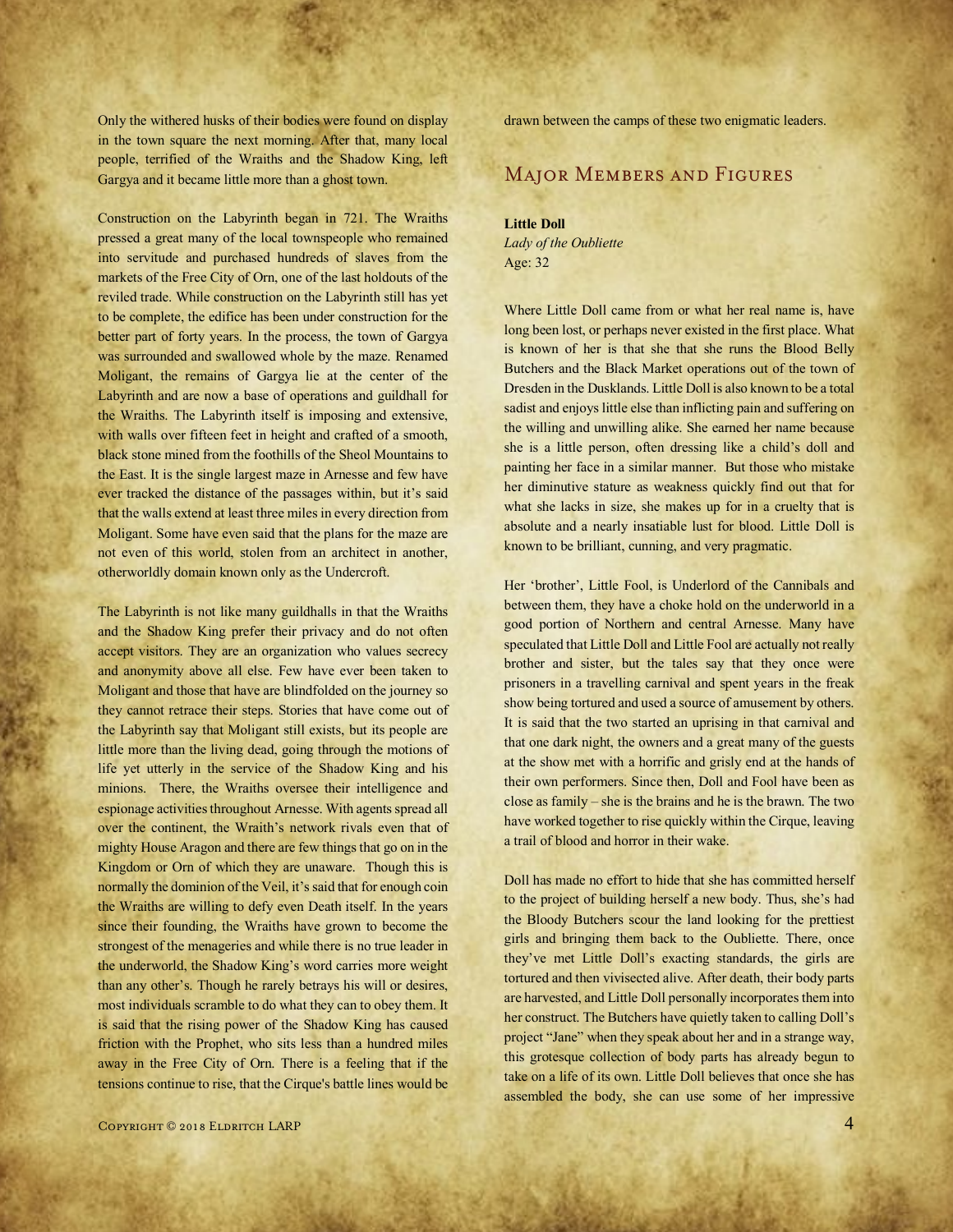Only the withered husks of their bodies were found on display in the town square the next morning. After that, many local people, terrified of the Wraiths and the Shadow King, left Gargya and it became little more than a ghost town.

Construction on the Labyrinth began in 721. The Wraiths pressed a great many of the local townspeople who remained into servitude and purchased hundreds of slaves from the markets of the Free City of Orn, one of the last holdouts of the reviled trade. While construction on the Labyrinth still has yet to be complete, the edifice has been under construction for the better part of forty years. In the process, the town of Gargya was surrounded and swallowed whole by the maze. Renamed Moligant, the remains of Gargya lie at the center of the Labyrinth and are now a base of operations and guildhall for the Wraiths. The Labyrinth itself is imposing and extensive, with walls over fifteen feet in height and crafted of a smooth, black stone mined from the foothills of the Sheol Mountains to the East. It is the single largest maze in Arnesse and few have ever tracked the distance of the passages within, but it's said that the walls extend at least three miles in every direction from Moligant. Some have even said that the plans for the maze are not even of this world, stolen from an architect in another, otherworldly domain known only as the Undercroft.

The Labyrinth is not like many guildhalls in that the Wraiths and the Shadow King prefer their privacy and do not often accept visitors. They are an organization who values secrecy and anonymity above all else. Few have ever been taken to Moligant and those that have are blindfolded on the journey so they cannot retrace their steps. Stories that have come out of the Labyrinth say that Moligant still exists, but its people are little more than the living dead, going through the motions of life yet utterly in the service of the Shadow King and his minions. There, the Wraiths oversee their intelligence and espionage activities throughout Arnesse. With agents spread all over the continent, the Wraith's network rivals even that of mighty House Aragon and there are few things that go on in the Kingdom or Orn of which they are unaware. Though this is normally the dominion of the Veil, it's said that for enough coin the Wraiths are willing to defy even Death itself. In the years since their founding, the Wraiths have grown to become the strongest of the menageries and while there is no true leader in the underworld, the Shadow King's word carries more weight than any other's. Though he rarely betrays his will or desires, most individuals scramble to do what they can to obey them. It is said that the rising power of the Shadow King has caused friction with the Prophet, who sits less than a hundred miles away in the Free City of Orn. There is a feeling that if the tensions continue to rise, that the Cirque's battle lines would be drawn between the camps of these two enigmatic leaders.

## Major Members and Figures

**Little Doll**
*Lady of the Oubliette*
Age: 32

Where Little Doll came from or what her real name is, have long been lost, or perhaps never existed in the first place. What is known of her is that she that she runs the Blood Belly Butchers and the Black Market operations out of the town of Dresden in the Dusklands. Little Doll is also known to be a total sadist and enjoys little else than inflicting pain and suffering on the willing and unwilling alike. She earned her name because she is a little person, often dressing like a child's doll and painting her face in a similar manner. But those who mistake her diminutive stature as weakness quickly find out that for what she lacks in size, she makes up for in a cruelty that is absolute and a nearly insatiable lust for blood. Little Doll is known to be brilliant, cunning, and very pragmatic.

Her 'brother', Little Fool, is Underlord of the Cannibals and between them, they have a choke hold on the underworld in a good portion of Northern and central Arnesse. Many have speculated that Little Doll and Little Fool are actually not really brother and sister, but the tales say that they once were prisoners in a travelling carnival and spent years in the freak show being tortured and used a source of amusement by others. It is said that the two started an uprising in that carnival and that one dark night, the owners and a great many of the guests at the show met with a horrific and grisly end at the hands of their own performers. Since then, Doll and Fool have been as close as family – she is the brains and he is the brawn. The two have worked together to rise quickly within the Cirque, leaving a trail of blood and horror in their wake.

Doll has made no effort to hide that she has committed herself to the project of building herself a new body. Thus, she's had the Bloody Butchers scour the land looking for the prettiest girls and bringing them back to the Oubliette. There, once they've met Little Doll's exacting standards, the girls are tortured and then vivisected alive. After death, their body parts are harvested, and Little Doll personally incorporates them into her construct. The Butchers have quietly taken to calling Doll's project "Jane" when they speak about her and in a strange way, this grotesque collection of body parts has already begun to take on a life of its own. Little Doll believes that once she has assembled the body, she can use some of her impressive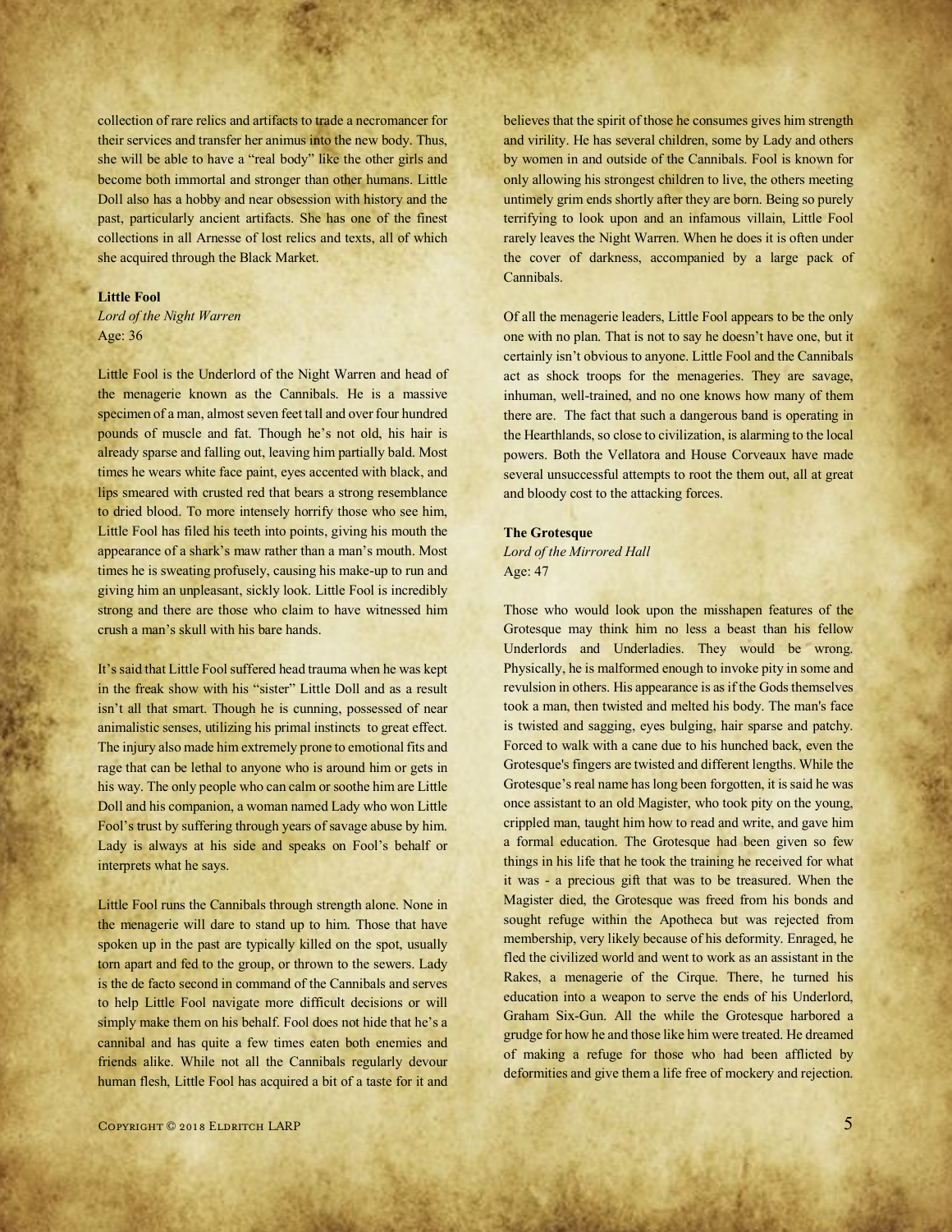collection of rare relics and artifacts to trade a necromancer for their services and transfer her animus into the new body. Thus, she will be able to have a "real body" like the other girls and become both immortal and stronger than other humans. Little Doll also has a hobby and near obsession with history and the past, particularly ancient artifacts. She has one of the finest collections in all Arnesse of lost relics and texts, all of which she acquired through the Black Market.

**Little Fool**

*Lord of the Night Warren*

Age: 36

Little Fool is the Underlord of the Night Warren and head of the menagerie known as the Cannibals. He is a massive specimen of a man, almost seven feet tall and over four hundred pounds of muscle and fat. Though he's not old, his hair is already sparse and falling out, leaving him partially bald. Most times he wears white face paint, eyes accented with black, and lips smeared with crusted red that bears a strong resemblance to dried blood. To more intensely horrify those who see him, Little Fool has filed his teeth into points, giving his mouth the appearance of a shark's maw rather than a man's mouth. Most times he is sweating profusely, causing his make-up to run and giving him an unpleasant, sickly look. Little Fool is incredibly strong and there are those who claim to have witnessed him crush a man's skull with his bare hands.

It's said that Little Fool suffered head trauma when he was kept in the freak show with his "sister" Little Doll and as a result isn't all that smart. Though he is cunning, possessed of near animalistic senses, utilizing his primal instincts to great effect. The injury also made him extremely prone to emotional fits and rage that can be lethal to anyone who is around him or gets in his way. The only people who can calm or soothe him are Little Doll and his companion, a woman named Lady who won Little Fool's trust by suffering through years of savage abuse by him. Lady is always at his side and speaks on Fool's behalf or interprets what he says.

Little Fool runs the Cannibals through strength alone. None in the menagerie will dare to stand up to him. Those that have spoken up in the past are typically killed on the spot, usually torn apart and fed to the group, or thrown to the sewers. Lady is the de facto second in command of the Cannibals and serves to help Little Fool navigate more difficult decisions or will simply make them on his behalf. Fool does not hide that he's a cannibal and has quite a few times eaten both enemies and friends alike. While not all the Cannibals regularly devour human flesh, Little Fool has acquired a bit of a taste for it and believes that the spirit of those he consumes gives him strength and virility. He has several children, some by Lady and others by women in and outside of the Cannibals. Fool is known for only allowing his strongest children to live, the others meeting untimely grim ends shortly after they are born. Being so purely terrifying to look upon and an infamous villain, Little Fool rarely leaves the Night Warren. When he does it is often under the cover of darkness, accompanied by a large pack of Cannibals.

Of all the menagerie leaders, Little Fool appears to be the only one with no plan. That is not to say he doesn't have one, but it certainly isn't obvious to anyone. Little Fool and the Cannibals act as shock troops for the menageries. They are savage, inhuman, well-trained, and no one knows how many of them there are. The fact that such a dangerous band is operating in the Hearthlands, so close to civilization, is alarming to the local powers. Both the Vellatora and House Corveaux have made several unsuccessful attempts to root the them out, all at great and bloody cost to the attacking forces.

**The Grotesque**

*Lord of the Mirrored Hall*

Age: 47

Those who would look upon the misshapen features of the Grotesque may think him no less a beast than his fellow Underlords and Underladies. They would be wrong. Physically, he is malformed enough to invoke pity in some and revulsion in others. His appearance is as if the Gods themselves took a man, then twisted and melted his body. The man's face is twisted and sagging, eyes bulging, hair sparse and patchy. Forced to walk with a cane due to his hunched back, even the Grotesque's fingers are twisted and different lengths. While the Grotesque's real name has long been forgotten, it is said he was once assistant to an old Magister, who took pity on the young, crippled man, taught him how to read and write, and gave him a formal education. The Grotesque had been given so few things in his life that he took the training he received for what it was - a precious gift that was to be treasured. When the Magister died, the Grotesque was freed from his bonds and sought refuge within the Apotheca but was rejected from membership, very likely because of his deformity. Enraged, he fled the civilized world and went to work as an assistant in the Rakes, a menagerie of the Cirque. There, he turned his education into a weapon to serve the ends of his Underlord, Graham Six-Gun. All the while the Grotesque harbored a grudge for how he and those like him were treated. He dreamed of making a refuge for those who had been afflicted by deformities and give them a life free of mockery and rejection.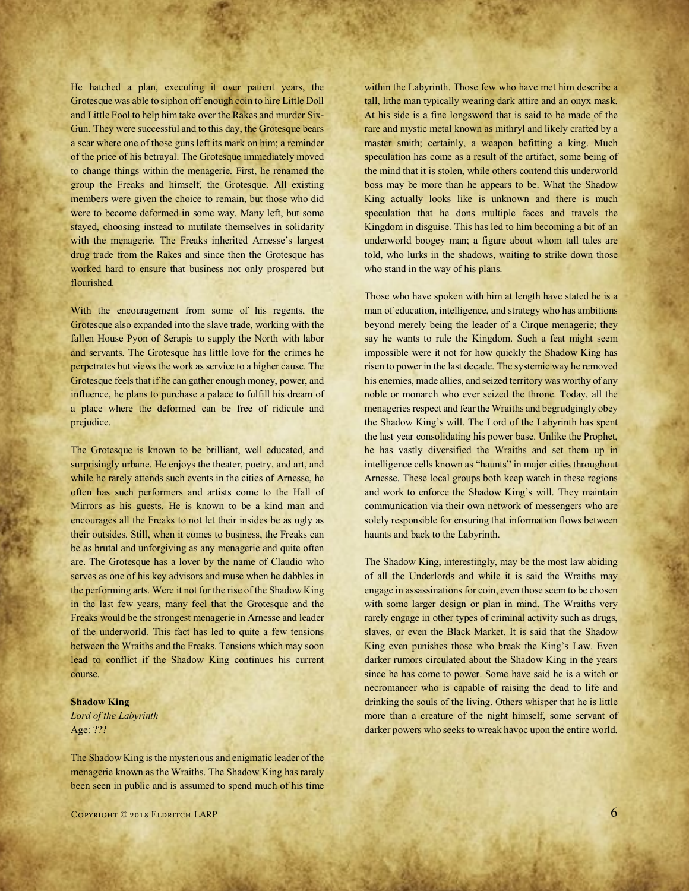He hatched a plan, executing it over patient years, the Grotesque was able to siphon off enough coin to hire Little Doll and Little Fool to help him take over the Rakes and murder Six-Gun. They were successful and to this day, the Grotesque bears a scar where one of those guns left its mark on him; a reminder of the price of his betrayal. The Grotesque immediately moved to change things within the menagerie. First, he renamed the group the Freaks and himself, the Grotesque. All existing members were given the choice to remain, but those who did were to become deformed in some way. Many left, but some stayed, choosing instead to mutilate themselves in solidarity with the menagerie. The Freaks inherited Arnesse's largest drug trade from the Rakes and since then the Grotesque has worked hard to ensure that business not only prospered but flourished.

With the encouragement from some of his regents, the Grotesque also expanded into the slave trade, working with the fallen House Pyon of Serapis to supply the North with labor and servants. The Grotesque has little love for the crimes he perpetrates but views the work as service to a higher cause. The Grotesque feels that if he can gather enough money, power, and influence, he plans to purchase a palace to fulfill his dream of a place where the deformed can be free of ridicule and prejudice.

The Grotesque is known to be brilliant, well educated, and surprisingly urbane. He enjoys the theater, poetry, and art, and while he rarely attends such events in the cities of Arnesse, he often has such performers and artists come to the Hall of Mirrors as his guests. He is known to be a kind man and encourages all the Freaks to not let their insides be as ugly as their outsides. Still, when it comes to business, the Freaks can be as brutal and unforgiving as any menagerie and quite often are. The Grotesque has a lover by the name of Claudio who serves as one of his key advisors and muse when he dabbles in the performing arts. Were it not for the rise of the Shadow King in the last few years, many feel that the Grotesque and the Freaks would be the strongest menagerie in Arnesse and leader of the underworld. This fact has led to quite a few tensions between the Wraiths and the Freaks. Tensions which may soon lead to conflict if the Shadow King continues his current course.

**Shadow King**
*Lord of the Labyrinth*
Age: ???

The Shadow King is the mysterious and enigmatic leader of the menagerie known as the Wraiths. The Shadow King has rarely been seen in public and is assumed to spend much of his time within the Labyrinth. Those few who have met him describe a tall, lithe man typically wearing dark attire and an onyx mask. At his side is a fine longsword that is said to be made of the rare and mystic metal known as mithryl and likely crafted by a master smith; certainly, a weapon befitting a king. Much speculation has come as a result of the artifact, some being of the mind that it is stolen, while others contend this underworld boss may be more than he appears to be. What the Shadow King actually looks like is unknown and there is much speculation that he dons multiple faces and travels the Kingdom in disguise. This has led to him becoming a bit of an underworld boogey man; a figure about whom tall tales are told, who lurks in the shadows, waiting to strike down those who stand in the way of his plans.

Those who have spoken with him at length have stated he is a man of education, intelligence, and strategy who has ambitions beyond merely being the leader of a Cirque menagerie; they say he wants to rule the Kingdom. Such a feat might seem impossible were it not for how quickly the Shadow King has risen to power in the last decade. The systemic way he removed his enemies, made allies, and seized territory was worthy of any noble or monarch who ever seized the throne. Today, all the menageries respect and fear the Wraiths and begrudgingly obey the Shadow King's will. The Lord of the Labyrinth has spent the last year consolidating his power base. Unlike the Prophet, he has vastly diversified the Wraiths and set them up in intelligence cells known as "haunts" in major cities throughout Arnesse. These local groups both keep watch in these regions and work to enforce the Shadow King's will. They maintain communication via their own network of messengers who are solely responsible for ensuring that information flows between haunts and back to the Labyrinth.

The Shadow King, interestingly, may be the most law abiding of all the Underlords and while it is said the Wraiths may engage in assassinations for coin, even those seem to be chosen with some larger design or plan in mind. The Wraiths very rarely engage in other types of criminal activity such as drugs, slaves, or even the Black Market. It is said that the Shadow King even punishes those who break the King's Law. Even darker rumors circulated about the Shadow King in the years since he has come to power. Some have said he is a witch or necromancer who is capable of raising the dead to life and drinking the souls of the living. Others whisper that he is little more than a creature of the night himself, some servant of darker powers who seeks to wreak havoc upon the entire world.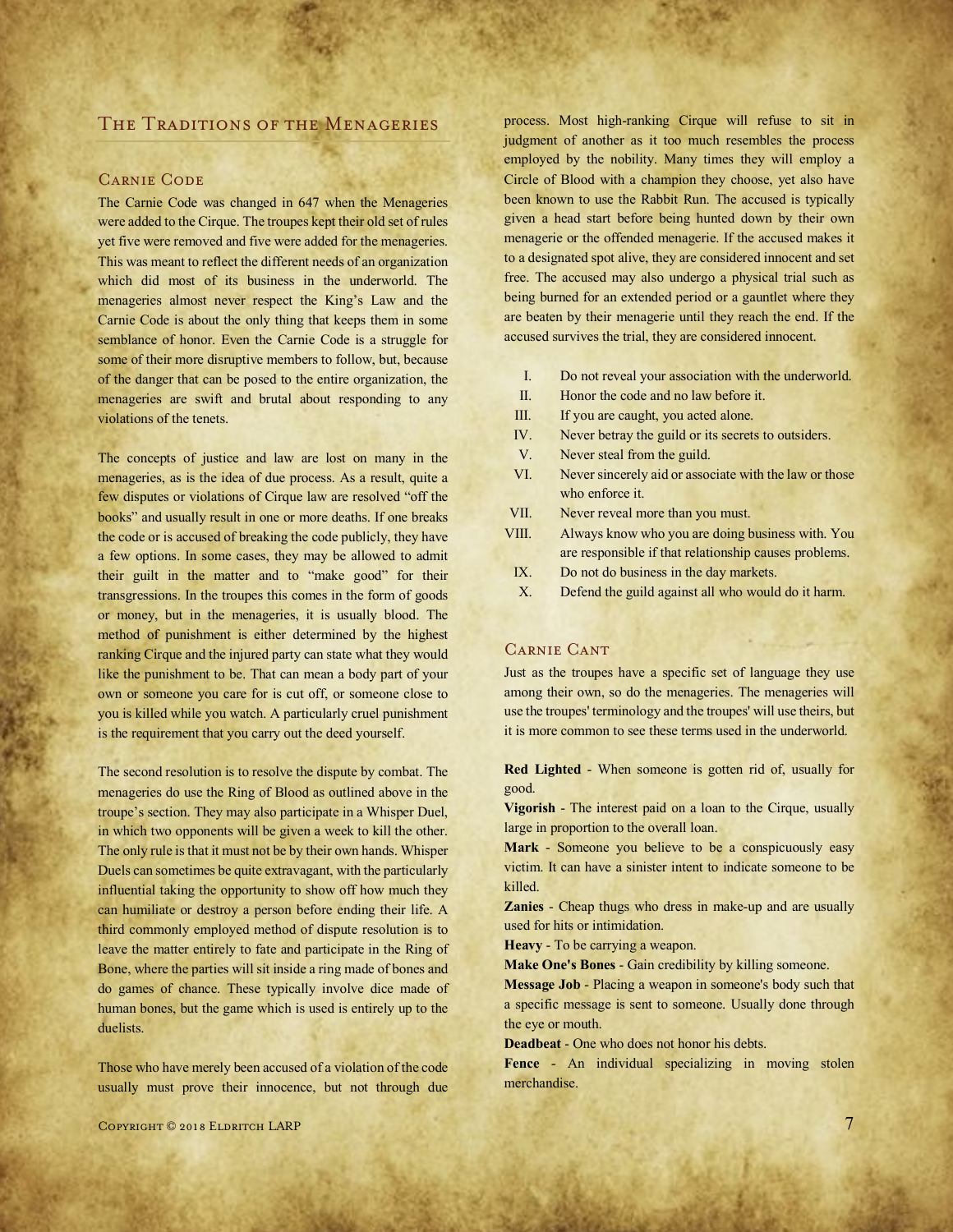## The Traditions of the Menageries

### Carnie Code

The Carnie Code was changed in 647 when the Menageries were added to the Cirque. The troupes kept their old set of rules yet five were removed and five were added for the menageries. This was meant to reflect the different needs of an organization which did most of its business in the underworld. The menageries almost never respect the King's Law and the Carnie Code is about the only thing that keeps them in some semblance of honor. Even the Carnie Code is a struggle for some of their more disruptive members to follow, but, because of the danger that can be posed to the entire organization, the menageries are swift and brutal about responding to any violations of the tenets.

The concepts of justice and law are lost on many in the menageries, as is the idea of due process. As a result, quite a few disputes or violations of Cirque law are resolved "off the books" and usually result in one or more deaths. If one breaks the code or is accused of breaking the code publicly, they have a few options. In some cases, they may be allowed to admit their guilt in the matter and to "make good" for their transgressions. In the troupes this comes in the form of goods or money, but in the menageries, it is usually blood. The method of punishment is either determined by the highest ranking Cirque and the injured party can state what they would like the punishment to be. That can mean a body part of your own or someone you care for is cut off, or someone close to you is killed while you watch. A particularly cruel punishment is the requirement that you carry out the deed yourself.

The second resolution is to resolve the dispute by combat. The menageries do use the Ring of Blood as outlined above in the troupe's section. They may also participate in a Whisper Duel, in which two opponents will be given a week to kill the other. The only rule is that it must not be by their own hands. Whisper Duels can sometimes be quite extravagant, with the particularly influential taking the opportunity to show off how much they can humiliate or destroy a person before ending their life. A third commonly employed method of dispute resolution is to leave the matter entirely to fate and participate in the Ring of Bone, where the parties will sit inside a ring made of bones and do games of chance. These typically involve dice made of human bones, but the game which is used is entirely up to the duelists.

Those who have merely been accused of a violation of the code usually must prove their innocence, but not through due process. Most high-ranking Cirque will refuse to sit in judgment of another as it too much resembles the process employed by the nobility. Many times they will employ a Circle of Blood with a champion they choose, yet also have been known to use the Rabbit Run. The accused is typically given a head start before being hunted down by their own menagerie or the offended menagerie. If the accused makes it to a designated spot alive, they are considered innocent and set free. The accused may also undergo a physical trial such as being burned for an extended period or a gauntlet where they are beaten by their menagerie until they reach the end. If the accused survives the trial, they are considered innocent.

I. Do not reveal your association with the underworld.
II. Honor the code and no law before it.
III. If you are caught, you acted alone.
IV. Never betray the guild or its secrets to outsiders.
V. Never steal from the guild.
VI. Never sincerely aid or associate with the law or those who enforce it.
VII. Never reveal more than you must.
VIII. Always know who you are doing business with. You are responsible if that relationship causes problems.
IX. Do not do business in the day markets.
X. Defend the guild against all who would do it harm.

### Carnie Cant

Just as the troupes have a specific set of language they use among their own, so do the menageries. The menageries will use the troupes' terminology and the troupes' will use theirs, but it is more common to see these terms used in the underworld.

**Red Lighted** - When someone is gotten rid of, usually for good.

**Vigorish** - The interest paid on a loan to the Cirque, usually large in proportion to the overall loan.

**Mark** - Someone you believe to be a conspicuously easy victim. It can have a sinister intent to indicate someone to be killed.

**Zanies** - Cheap thugs who dress in make-up and are usually used for hits or intimidation.

**Heavy** - To be carrying a weapon.

**Make One's Bones** - Gain credibility by killing someone.

**Message Job** - Placing a weapon in someone's body such that a specific message is sent to someone. Usually done through the eye or mouth.

**Deadbeat** - One who does not honor his debts.

**Fence** - An individual specializing in moving stolen merchandise.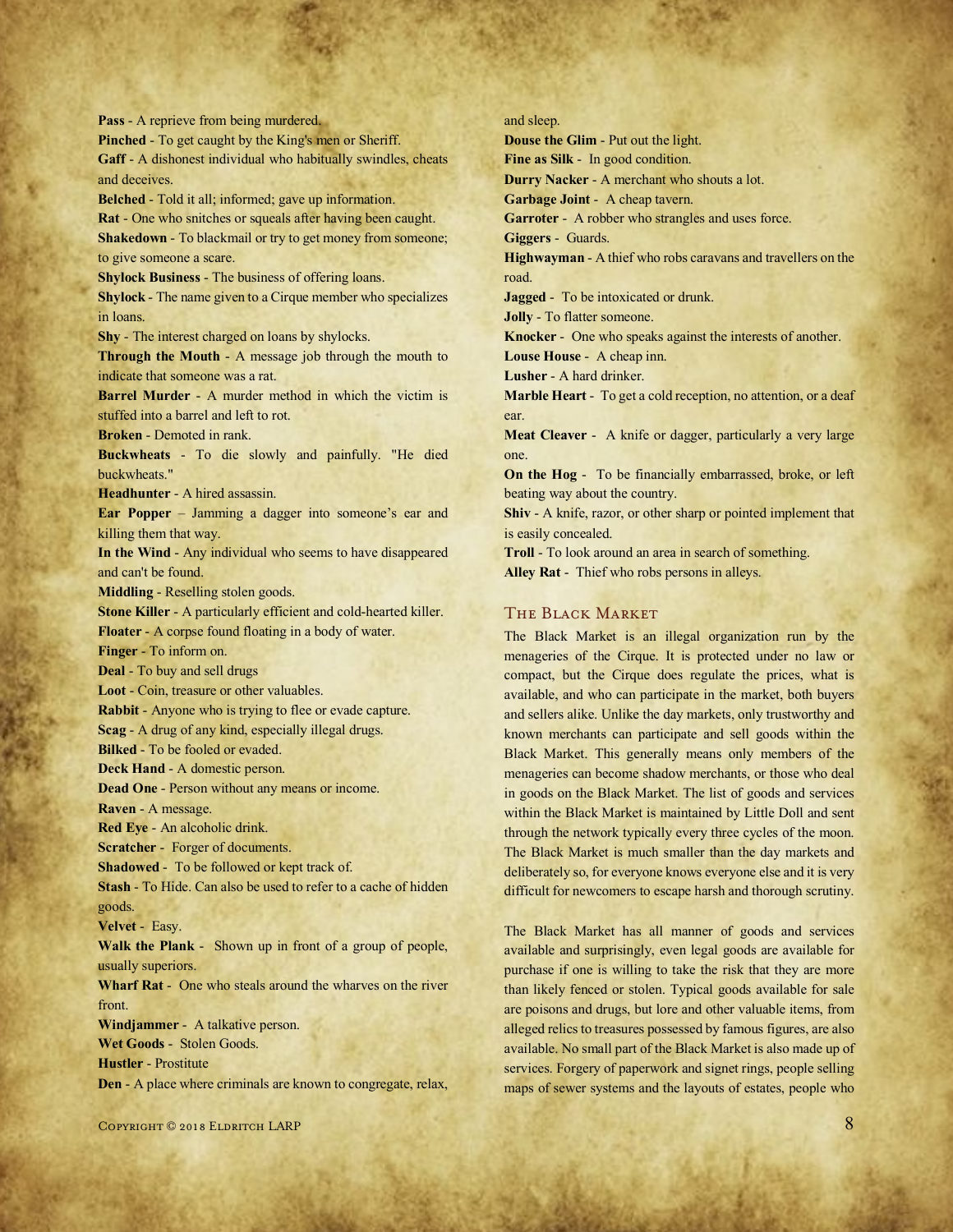**Pass** - A reprieve from being murdered.

**Pinched** - To get caught by the King's men or Sheriff.

**Gaff** - A dishonest individual who habitually swindles, cheats and deceives.

**Belched** - Told it all; informed; gave up information.

**Rat** - One who snitches or squeals after having been caught.

**Shakedown** - To blackmail or try to get money from someone; to give someone a scare.

**Shylock Business** - The business of offering loans.

**Shylock** - The name given to a Cirque member who specializes in loans.

**Shy** - The interest charged on loans by shylocks.

**Through the Mouth** - A message job through the mouth to indicate that someone was a rat.

**Barrel Murder** - A murder method in which the victim is stuffed into a barrel and left to rot.

**Broken** - Demoted in rank.

**Buckwheats** - To die slowly and painfully. "He died buckwheats."

**Headhunter** - A hired assassin.

**Ear Popper** – Jamming a dagger into someone's ear and killing them that way.

**In the Wind** - Any individual who seems to have disappeared and can't be found.

**Middling** - Reselling stolen goods.

**Stone Killer** - A particularly efficient and cold-hearted killer.

**Floater** - A corpse found floating in a body of water.

**Finger** - To inform on.

**Deal** - To buy and sell drugs

**Loot** - Coin, treasure or other valuables.

**Rabbit** - Anyone who is trying to flee or evade capture.

**Scag** - A drug of any kind, especially illegal drugs.

**Bilked** - To be fooled or evaded.

**Deck Hand** - A domestic person.

**Dead One** - Person without any means or income.

**Raven** - A message.

**Red Eye** - An alcoholic drink.

**Scratcher** - Forger of documents.

**Shadowed** - To be followed or kept track of.

**Stash** - To Hide. Can also be used to refer to a cache of hidden goods.

**Velvet** - Easy.

**Walk the Plank** - Shown up in front of a group of people, usually superiors.

**Wharf Rat** - One who steals around the wharves on the river front.

**Windjammer** - A talkative person.

**Wet Goods** - Stolen Goods.

**Hustler** - Prostitute

**Den** - A place where criminals are known to congregate, relax, and sleep.

**Douse the Glim** - Put out the light.

**Fine as Silk** - In good condition.

**Durry Nacker** - A merchant who shouts a lot.

**Garbage Joint** - A cheap tavern.

**Garroter** - A robber who strangles and uses force.

**Giggers** - Guards.

**Highwayman** - A thief who robs caravans and travellers on the road.

**Jagged** - To be intoxicated or drunk.

**Jolly** - To flatter someone.

**Knocker** - One who speaks against the interests of another.

**Louse House** - A cheap inn.

**Lusher** - A hard drinker.

**Marble Heart** - To get a cold reception, no attention, or a deaf ear.

**Meat Cleaver** - A knife or dagger, particularly a very large one.

**On the Hog** - To be financially embarrassed, broke, or left beating way about the country.

**Shiv** - A knife, razor, or other sharp or pointed implement that is easily concealed.

**Troll** - To look around an area in search of something.

**Alley Rat** - Thief who robs persons in alleys.

## The Black Market

The Black Market is an illegal organization run by the menageries of the Cirque. It is protected under no law or compact, but the Cirque does regulate the prices, what is available, and who can participate in the market, both buyers and sellers alike. Unlike the day markets, only trustworthy and known merchants can participate and sell goods within the Black Market. This generally means only members of the menageries can become shadow merchants, or those who deal in goods on the Black Market. The list of goods and services within the Black Market is maintained by Little Doll and sent through the network typically every three cycles of the moon. The Black Market is much smaller than the day markets and deliberately so, for everyone knows everyone else and it is very difficult for newcomers to escape harsh and thorough scrutiny.

The Black Market has all manner of goods and services available and surprisingly, even legal goods are available for purchase if one is willing to take the risk that they are more than likely fenced or stolen. Typical goods available for sale are poisons and drugs, but lore and other valuable items, from alleged relics to treasures possessed by famous figures, are also available. No small part of the Black Market is also made up of services. Forgery of paperwork and signet rings, people selling maps of sewer systems and the layouts of estates, people who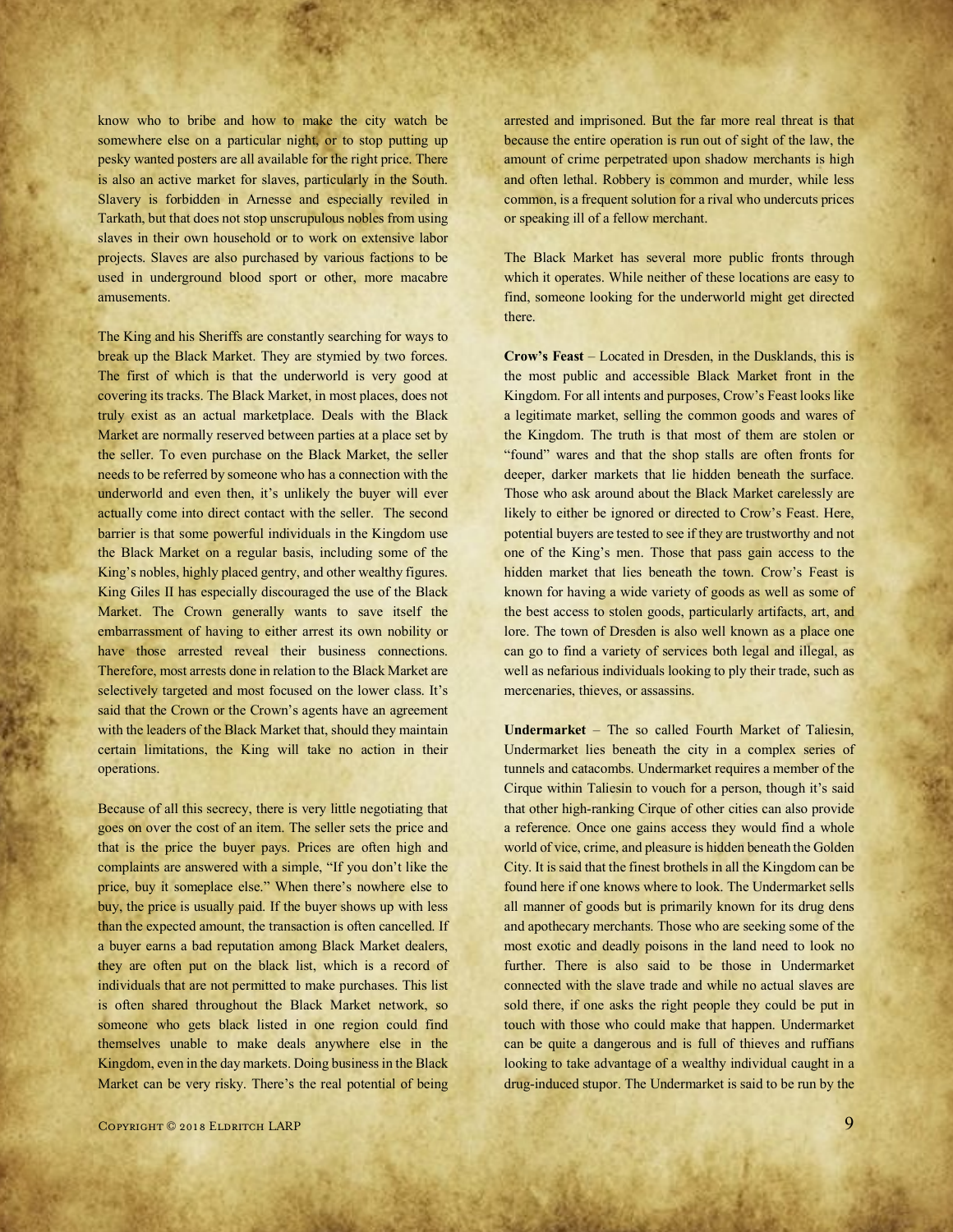know who to bribe and how to make the city watch be somewhere else on a particular night, or to stop putting up pesky wanted posters are all available for the right price. There is also an active market for slaves, particularly in the South. Slavery is forbidden in Arnesse and especially reviled in Tarkath, but that does not stop unscrupulous nobles from using slaves in their own household or to work on extensive labor projects. Slaves are also purchased by various factions to be used in underground blood sport or other, more macabre amusements.

The King and his Sheriffs are constantly searching for ways to break up the Black Market. They are stymied by two forces. The first of which is that the underworld is very good at covering its tracks. The Black Market, in most places, does not truly exist as an actual marketplace. Deals with the Black Market are normally reserved between parties at a place set by the seller. To even purchase on the Black Market, the seller needs to be referred by someone who has a connection with the underworld and even then, it's unlikely the buyer will ever actually come into direct contact with the seller. The second barrier is that some powerful individuals in the Kingdom use the Black Market on a regular basis, including some of the King's nobles, highly placed gentry, and other wealthy figures. King Giles II has especially discouraged the use of the Black Market. The Crown generally wants to save itself the embarrassment of having to either arrest its own nobility or have those arrested reveal their business connections. Therefore, most arrests done in relation to the Black Market are selectively targeted and most focused on the lower class. It's said that the Crown or the Crown's agents have an agreement with the leaders of the Black Market that, should they maintain certain limitations, the King will take no action in their operations.

Because of all this secrecy, there is very little negotiating that goes on over the cost of an item. The seller sets the price and that is the price the buyer pays. Prices are often high and complaints are answered with a simple, "If you don't like the price, buy it someplace else." When there's nowhere else to buy, the price is usually paid. If the buyer shows up with less than the expected amount, the transaction is often cancelled. If a buyer earns a bad reputation among Black Market dealers, they are often put on the black list, which is a record of individuals that are not permitted to make purchases. This list is often shared throughout the Black Market network, so someone who gets black listed in one region could find themselves unable to make deals anywhere else in the Kingdom, even in the day markets. Doing business in the Black Market can be very risky. There's the real potential of being arrested and imprisoned. But the far more real threat is that because the entire operation is run out of sight of the law, the amount of crime perpetrated upon shadow merchants is high and often lethal. Robbery is common and murder, while less common, is a frequent solution for a rival who undercuts prices or speaking ill of a fellow merchant.

The Black Market has several more public fronts through which it operates. While neither of these locations are easy to find, someone looking for the underworld might get directed there.

**Crow's Feast** – Located in Dresden, in the Dusklands, this is the most public and accessible Black Market front in the Kingdom. For all intents and purposes, Crow's Feast looks like a legitimate market, selling the common goods and wares of the Kingdom. The truth is that most of them are stolen or "found" wares and that the shop stalls are often fronts for deeper, darker markets that lie hidden beneath the surface. Those who ask around about the Black Market carelessly are likely to either be ignored or directed to Crow's Feast. Here, potential buyers are tested to see if they are trustworthy and not one of the King's men. Those that pass gain access to the hidden market that lies beneath the town. Crow's Feast is known for having a wide variety of goods as well as some of the best access to stolen goods, particularly artifacts, art, and lore. The town of Dresden is also well known as a place one can go to find a variety of services both legal and illegal, as well as nefarious individuals looking to ply their trade, such as mercenaries, thieves, or assassins.

**Undermarket** – The so called Fourth Market of Taliesin, Undermarket lies beneath the city in a complex series of tunnels and catacombs. Undermarket requires a member of the Cirque within Taliesin to vouch for a person, though it's said that other high-ranking Cirque of other cities can also provide a reference. Once one gains access they would find a whole world of vice, crime, and pleasure is hidden beneath the Golden City. It is said that the finest brothels in all the Kingdom can be found here if one knows where to look. The Undermarket sells all manner of goods but is primarily known for its drug dens and apothecary merchants. Those who are seeking some of the most exotic and deadly poisons in the land need to look no further. There is also said to be those in Undermarket connected with the slave trade and while no actual slaves are sold there, if one asks the right people they could be put in touch with those who could make that happen. Undermarket can be quite a dangerous and is full of thieves and ruffians looking to take advantage of a wealthy individual caught in a drug-induced stupor. The Undermarket is said to be run by the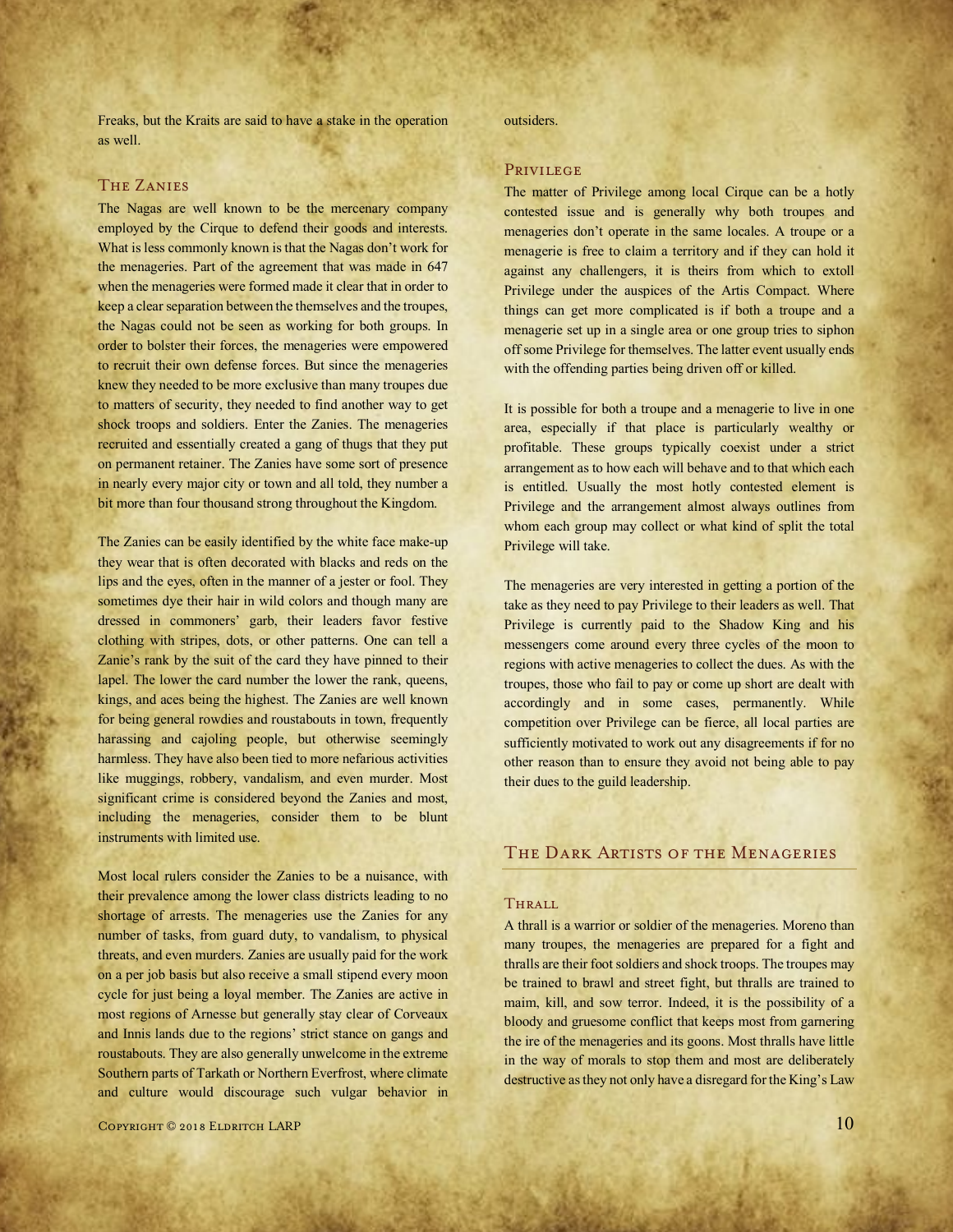Freaks, but the Kraits are said to have a stake in the operation as well.

### The Zanies

The Nagas are well known to be the mercenary company employed by the Cirque to defend their goods and interests. What is less commonly known is that the Nagas don't work for the menageries. Part of the agreement that was made in 647 when the menageries were formed made it clear that in order to keep a clear separation between the themselves and the troupes, the Nagas could not be seen as working for both groups. In order to bolster their forces, the menageries were empowered to recruit their own defense forces. But since the menageries knew they needed to be more exclusive than many troupes due to matters of security, they needed to find another way to get shock troops and soldiers. Enter the Zanies. The menageries recruited and essentially created a gang of thugs that they put on permanent retainer. The Zanies have some sort of presence in nearly every major city or town and all told, they number a bit more than four thousand strong throughout the Kingdom.

The Zanies can be easily identified by the white face make-up they wear that is often decorated with blacks and reds on the lips and the eyes, often in the manner of a jester or fool. They sometimes dye their hair in wild colors and though many are dressed in commoners' garb, their leaders favor festive clothing with stripes, dots, or other patterns. One can tell a Zanie's rank by the suit of the card they have pinned to their lapel. The lower the card number the lower the rank, queens, kings, and aces being the highest. The Zanies are well known for being general rowdies and roustabouts in town, frequently harassing and cajoling people, but otherwise seemingly harmless. They have also been tied to more nefarious activities like muggings, robbery, vandalism, and even murder. Most significant crime is considered beyond the Zanies and most, including the menageries, consider them to be blunt instruments with limited use.

Most local rulers consider the Zanies to be a nuisance, with their prevalence among the lower class districts leading to no shortage of arrests. The menageries use the Zanies for any number of tasks, from guard duty, to vandalism, to physical threats, and even murders. Zanies are usually paid for the work on a per job basis but also receive a small stipend every moon cycle for just being a loyal member. The Zanies are active in most regions of Arnesse but generally stay clear of Corveaux and Innis lands due to the regions' strict stance on gangs and roustabouts. They are also generally unwelcome in the extreme Southern parts of Tarkath or Northern Everfrost, where climate and culture would discourage such vulgar behavior in outsiders.

### Privilege

The matter of Privilege among local Cirque can be a hotly contested issue and is generally why both troupes and menageries don't operate in the same locales. A troupe or a menagerie is free to claim a territory and if they can hold it against any challengers, it is theirs from which to extoll Privilege under the auspices of the Artis Compact. Where things can get more complicated is if both a troupe and a menagerie set up in a single area or one group tries to siphon off some Privilege for themselves. The latter event usually ends with the offending parties being driven off or killed.

It is possible for both a troupe and a menagerie to live in one area, especially if that place is particularly wealthy or profitable. These groups typically coexist under a strict arrangement as to how each will behave and to that which each is entitled. Usually the most hotly contested element is Privilege and the arrangement almost always outlines from whom each group may collect or what kind of split the total Privilege will take.

The menageries are very interested in getting a portion of the take as they need to pay Privilege to their leaders as well. That Privilege is currently paid to the Shadow King and his messengers come around every three cycles of the moon to regions with active menageries to collect the dues. As with the troupes, those who fail to pay or come up short are dealt with accordingly and in some cases, permanently. While competition over Privilege can be fierce, all local parties are sufficiently motivated to work out any disagreements if for no other reason than to ensure they avoid not being able to pay their dues to the guild leadership.

## The Dark Artists of the Menageries

### Thrall

A thrall is a warrior or soldier of the menageries. Moreno than many troupes, the menageries are prepared for a fight and thralls are their foot soldiers and shock troops. The troupes may be trained to brawl and street fight, but thralls are trained to maim, kill, and sow terror. Indeed, it is the possibility of a bloody and gruesome conflict that keeps most from garnering the ire of the menageries and its goons. Most thralls have little in the way of morals to stop them and most are deliberately destructive as they not only have a disregard for the King's Law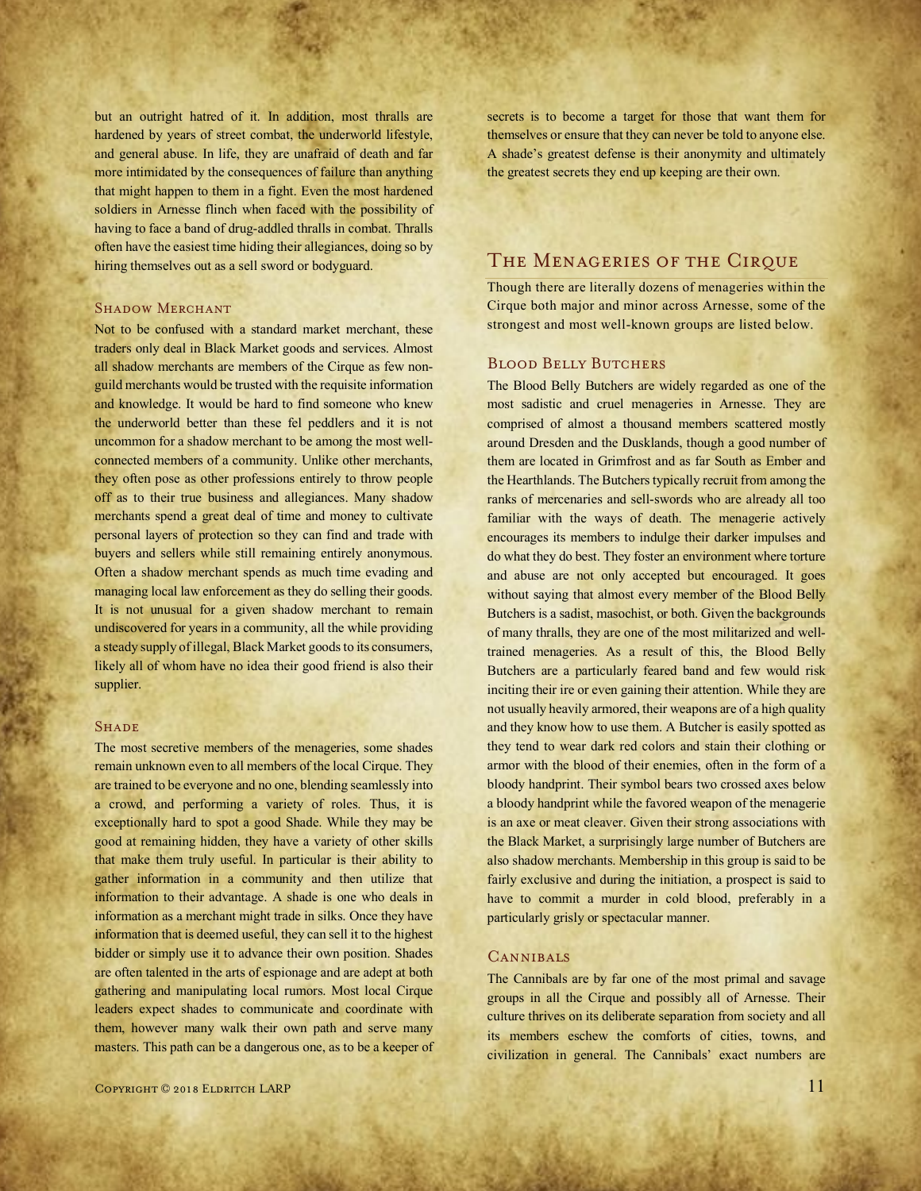but an outright hatred of it. In addition, most thralls are hardened by years of street combat, the underworld lifestyle, and general abuse. In life, they are unafraid of death and far more intimidated by the consequences of failure than anything that might happen to them in a fight. Even the most hardened soldiers in Arnesse flinch when faced with the possibility of having to face a band of drug-addled thralls in combat. Thralls often have the easiest time hiding their allegiances, doing so by hiring themselves out as a sell sword or bodyguard.

### Shadow Merchant

Not to be confused with a standard market merchant, these traders only deal in Black Market goods and services. Almost all shadow merchants are members of the Cirque as few non-guild merchants would be trusted with the requisite information and knowledge. It would be hard to find someone who knew the underworld better than these fel peddlers and it is not uncommon for a shadow merchant to be among the most well-connected members of a community. Unlike other merchants, they often pose as other professions entirely to throw people off as to their true business and allegiances. Many shadow merchants spend a great deal of time and money to cultivate personal layers of protection so they can find and trade with buyers and sellers while still remaining entirely anonymous. Often a shadow merchant spends as much time evading and managing local law enforcement as they do selling their goods. It is not unusual for a given shadow merchant to remain undiscovered for years in a community, all the while providing a steady supply of illegal, Black Market goods to its consumers, likely all of whom have no idea their good friend is also their supplier.

### Shade

The most secretive members of the menageries, some shades remain unknown even to all members of the local Cirque. They are trained to be everyone and no one, blending seamlessly into a crowd, and performing a variety of roles. Thus, it is exceptionally hard to spot a good Shade. While they may be good at remaining hidden, they have a variety of other skills that make them truly useful. In particular is their ability to gather information in a community and then utilize that information to their advantage. A shade is one who deals in information as a merchant might trade in silks. Once they have information that is deemed useful, they can sell it to the highest bidder or simply use it to advance their own position. Shades are often talented in the arts of espionage and are adept at both gathering and manipulating local rumors. Most local Cirque leaders expect shades to communicate and coordinate with them, however many walk their own path and serve many masters. This path can be a dangerous one, as to be a keeper of secrets is to become a target for those that want them for themselves or ensure that they can never be told to anyone else. A shade's greatest defense is their anonymity and ultimately the greatest secrets they end up keeping are their own.

## The Menageries of the Cirque

Though there are literally dozens of menageries within the Cirque both major and minor across Arnesse, some of the strongest and most well-known groups are listed below.

### Blood Belly Butchers

The Blood Belly Butchers are widely regarded as one of the most sadistic and cruel menageries in Arnesse. They are comprised of almost a thousand members scattered mostly around Dresden and the Dusklands, though a good number of them are located in Grimfrost and as far South as Ember and the Hearthlands. The Butchers typically recruit from among the ranks of mercenaries and sell-swords who are already all too familiar with the ways of death. The menagerie actively encourages its members to indulge their darker impulses and do what they do best. They foster an environment where torture and abuse are not only accepted but encouraged. It goes without saying that almost every member of the Blood Belly Butchers is a sadist, masochist, or both. Given the backgrounds of many thralls, they are one of the most militarized and well-trained menageries. As a result of this, the Blood Belly Butchers are a particularly feared band and few would risk inciting their ire or even gaining their attention. While they are not usually heavily armored, their weapons are of a high quality and they know how to use them. A Butcher is easily spotted as they tend to wear dark red colors and stain their clothing or armor with the blood of their enemies, often in the form of a bloody handprint. Their symbol bears two crossed axes below a bloody handprint while the favored weapon of the menagerie is an axe or meat cleaver. Given their strong associations with the Black Market, a surprisingly large number of Butchers are also shadow merchants. Membership in this group is said to be fairly exclusive and during the initiation, a prospect is said to have to commit a murder in cold blood, preferably in a particularly grisly or spectacular manner.

### Cannibals

The Cannibals are by far one of the most primal and savage groups in all the Cirque and possibly all of Arnesse. Their culture thrives on its deliberate separation from society and all its members eschew the comforts of cities, towns, and civilization in general. The Cannibals' exact numbers are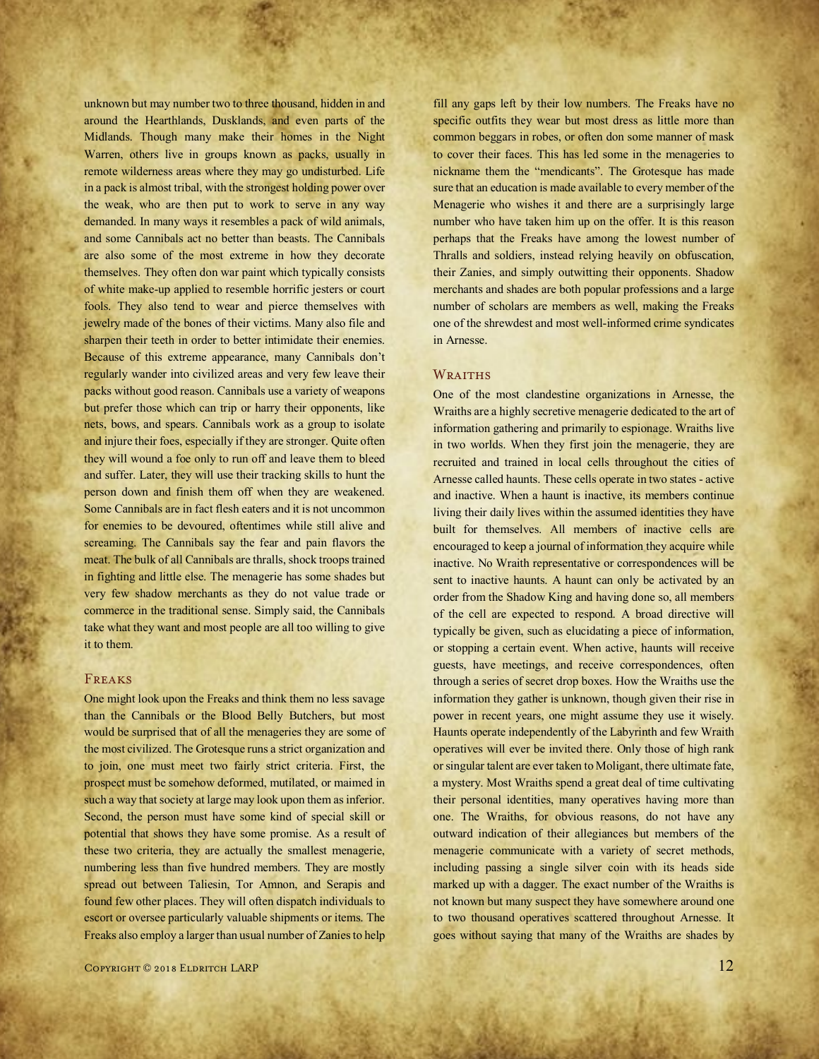unknown but may number two to three thousand, hidden in and around the Hearthlands, Dusklands, and even parts of the Midlands. Though many make their homes in the Night Warren, others live in groups known as packs, usually in remote wilderness areas where they may go undisturbed. Life in a pack is almost tribal, with the strongest holding power over the weak, who are then put to work to serve in any way demanded. In many ways it resembles a pack of wild animals, and some Cannibals act no better than beasts. The Cannibals are also some of the most extreme in how they decorate themselves. They often don war paint which typically consists of white make-up applied to resemble horrific jesters or court fools. They also tend to wear and pierce themselves with jewelry made of the bones of their victims. Many also file and sharpen their teeth in order to better intimidate their enemies. Because of this extreme appearance, many Cannibals don't regularly wander into civilized areas and very few leave their packs without good reason. Cannibals use a variety of weapons but prefer those which can trip or harry their opponents, like nets, bows, and spears. Cannibals work as a group to isolate and injure their foes, especially if they are stronger. Quite often they will wound a foe only to run off and leave them to bleed and suffer. Later, they will use their tracking skills to hunt the person down and finish them off when they are weakened. Some Cannibals are in fact flesh eaters and it is not uncommon for enemies to be devoured, oftentimes while still alive and screaming. The Cannibals say the fear and pain flavors the meat. The bulk of all Cannibals are thralls, shock troops trained in fighting and little else. The menagerie has some shades but very few shadow merchants as they do not value trade or commerce in the traditional sense. Simply said, the Cannibals take what they want and most people are all too willing to give it to them.

### Freaks

One might look upon the Freaks and think them no less savage than the Cannibals or the Blood Belly Butchers, but most would be surprised that of all the menageries they are some of the most civilized. The Grotesque runs a strict organization and to join, one must meet two fairly strict criteria. First, the prospect must be somehow deformed, mutilated, or maimed in such a way that society at large may look upon them as inferior. Second, the person must have some kind of special skill or potential that shows they have some promise. As a result of these two criteria, they are actually the smallest menagerie, numbering less than five hundred members. They are mostly spread out between Taliesin, Tor Amnon, and Serapis and found few other places. They will often dispatch individuals to escort or oversee particularly valuable shipments or items. The Freaks also employ a larger than usual number of Zanies to help fill any gaps left by their low numbers. The Freaks have no specific outfits they wear but most dress as little more than common beggars in robes, or often don some manner of mask to cover their faces. This has led some in the menageries to nickname them the "mendicants". The Grotesque has made sure that an education is made available to every member of the Menagerie who wishes it and there are a surprisingly large number who have taken him up on the offer. It is this reason perhaps that the Freaks have among the lowest number of Thralls and soldiers, instead relying heavily on obfuscation, their Zanies, and simply outwitting their opponents. Shadow merchants and shades are both popular professions and a large number of scholars are members as well, making the Freaks one of the shrewdest and most well-informed crime syndicates in Arnesse.

### Wraiths

One of the most clandestine organizations in Arnesse, the Wraiths are a highly secretive menagerie dedicated to the art of information gathering and primarily to espionage. Wraiths live in two worlds. When they first join the menagerie, they are recruited and trained in local cells throughout the cities of Arnesse called haunts. These cells operate in two states - active and inactive. When a haunt is inactive, its members continue living their daily lives within the assumed identities they have built for themselves. All members of inactive cells are encouraged to keep a journal of information they acquire while inactive. No Wraith representative or correspondences will be sent to inactive haunts. A haunt can only be activated by an order from the Shadow King and having done so, all members of the cell are expected to respond. A broad directive will typically be given, such as elucidating a piece of information, or stopping a certain event. When active, haunts will receive guests, have meetings, and receive correspondences, often through a series of secret drop boxes. How the Wraiths use the information they gather is unknown, though given their rise in power in recent years, one might assume they use it wisely. Haunts operate independently of the Labyrinth and few Wraith operatives will ever be invited there. Only those of high rank or singular talent are ever taken to Moligant, there ultimate fate, a mystery. Most Wraiths spend a great deal of time cultivating their personal identities, many operatives having more than one. The Wraiths, for obvious reasons, do not have any outward indication of their allegiances but members of the menagerie communicate with a variety of secret methods, including passing a single silver coin with its heads side marked up with a dagger. The exact number of the Wraiths is not known but many suspect they have somewhere around one to two thousand operatives scattered throughout Arnesse. It goes without saying that many of the Wraiths are shades by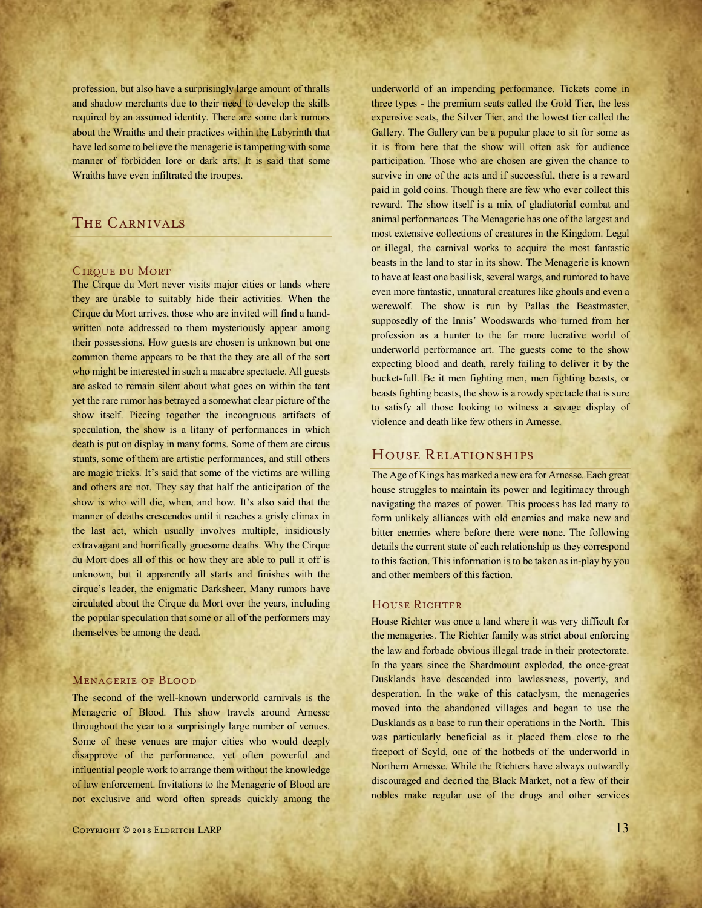profession, but also have a surprisingly large amount of thralls and shadow merchants due to their need to develop the skills required by an assumed identity. There are some dark rumors about the Wraiths and their practices within the Labyrinth that have led some to believe the menagerie is tampering with some manner of forbidden lore or dark arts. It is said that some Wraiths have even infiltrated the troupes.

## The Carnivals

### Cirque du Mort

The Cirque du Mort never visits major cities or lands where they are unable to suitably hide their activities. When the Cirque du Mort arrives, those who are invited will find a hand-written note addressed to them mysteriously appear among their possessions. How guests are chosen is unknown but one common theme appears to be that the they are all of the sort who might be interested in such a macabre spectacle. All guests are asked to remain silent about what goes on within the tent yet the rare rumor has betrayed a somewhat clear picture of the show itself. Piecing together the incongruous artifacts of speculation, the show is a litany of performances in which death is put on display in many forms. Some of them are circus stunts, some of them are artistic performances, and still others are magic tricks. It's said that some of the victims are willing and others are not. They say that half the anticipation of the show is who will die, when, and how. It's also said that the manner of deaths crescendos until it reaches a grisly climax in the last act, which usually involves multiple, insidiously extravagant and horrifically gruesome deaths. Why the Cirque du Mort does all of this or how they are able to pull it off is unknown, but it apparently all starts and finishes with the cirque's leader, the enigmatic Darksheer. Many rumors have circulated about the Cirque du Mort over the years, including the popular speculation that some or all of the performers may themselves be among the dead.

### Menagerie of Blood

The second of the well-known underworld carnivals is the Menagerie of Blood. This show travels around Arnesse throughout the year to a surprisingly large number of venues. Some of these venues are major cities who would deeply disapprove of the performance, yet often powerful and influential people work to arrange them without the knowledge of law enforcement. Invitations to the Menagerie of Blood are not exclusive and word often spreads quickly among the underworld of an impending performance. Tickets come in three types - the premium seats called the Gold Tier, the less expensive seats, the Silver Tier, and the lowest tier called the Gallery. The Gallery can be a popular place to sit for some as it is from here that the show will often ask for audience participation. Those who are chosen are given the chance to survive in one of the acts and if successful, there is a reward paid in gold coins. Though there are few who ever collect this reward. The show itself is a mix of gladiatorial combat and animal performances. The Menagerie has one of the largest and most extensive collections of creatures in the Kingdom. Legal or illegal, the carnival works to acquire the most fantastic beasts in the land to star in its show. The Menagerie is known to have at least one basilisk, several wargs, and rumored to have even more fantastic, unnatural creatures like ghouls and even a werewolf. The show is run by Pallas the Beastmaster, supposedly of the Innis' Woodswards who turned from her profession as a hunter to the far more lucrative world of underworld performance art. The guests come to the show expecting blood and death, rarely failing to deliver it by the bucket-full. Be it men fighting men, men fighting beasts, or beasts fighting beasts, the show is a rowdy spectacle that is sure to satisfy all those looking to witness a savage display of violence and death like few others in Arnesse.

## House Relationships

The Age of Kings has marked a new era for Arnesse. Each great house struggles to maintain its power and legitimacy through navigating the mazes of power. This process has led many to form unlikely alliances with old enemies and make new and bitter enemies where before there were none. The following details the current state of each relationship as they correspond to this faction. This information is to be taken as in-play by you and other members of this faction.

### House Richter

House Richter was once a land where it was very difficult for the menageries. The Richter family was strict about enforcing the law and forbade obvious illegal trade in their protectorate. In the years since the Shardmount exploded, the once-great Dusklands have descended into lawlessness, poverty, and desperation. In the wake of this cataclysm, the menageries moved into the abandoned villages and began to use the Dusklands as a base to run their operations in the North. This was particularly beneficial as it placed them close to the freeport of Scyld, one of the hotbeds of the underworld in Northern Arnesse. While the Richters have always outwardly discouraged and decried the Black Market, not a few of their nobles make regular use of the drugs and other services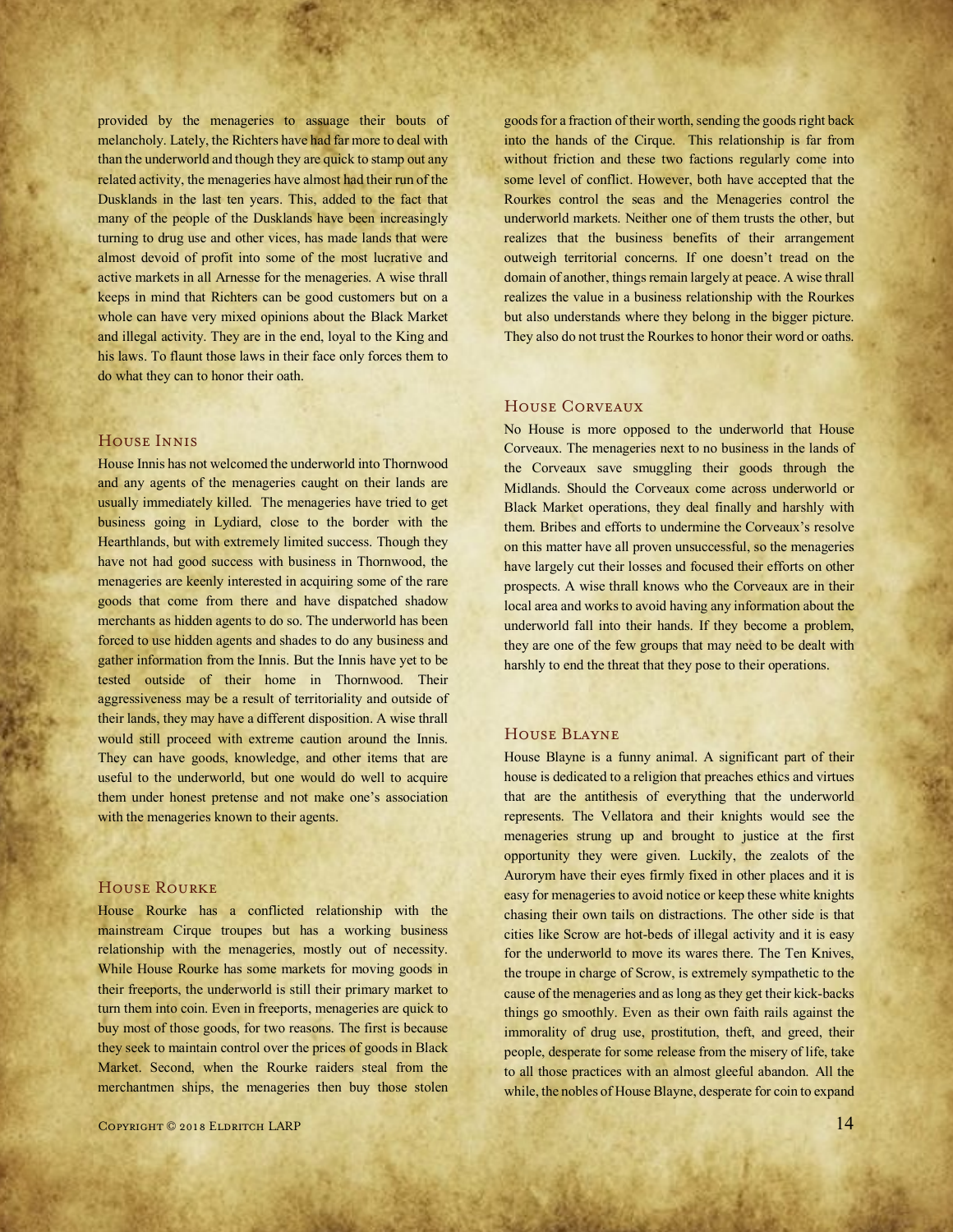provided by the menageries to assuage their bouts of melancholy. Lately, the Richters have had far more to deal with than the underworld and though they are quick to stamp out any related activity, the menageries have almost had their run of the Dusklands in the last ten years. This, added to the fact that many of the people of the Dusklands have been increasingly turning to drug use and other vices, has made lands that were almost devoid of profit into some of the most lucrative and active markets in all Arnesse for the menageries. A wise thrall keeps in mind that Richters can be good customers but on a whole can have very mixed opinions about the Black Market and illegal activity. They are in the end, loyal to the King and his laws. To flaunt those laws in their face only forces them to do what they can to honor their oath.

## House Innis

House Innis has not welcomed the underworld into Thornwood and any agents of the menageries caught on their lands are usually immediately killed. The menageries have tried to get business going in Lydiard, close to the border with the Hearthlands, but with extremely limited success. Though they have not had good success with business in Thornwood, the menageries are keenly interested in acquiring some of the rare goods that come from there and have dispatched shadow merchants as hidden agents to do so. The underworld has been forced to use hidden agents and shades to do any business and gather information from the Innis. But the Innis have yet to be tested outside of their home in Thornwood. Their aggressiveness may be a result of territoriality and outside of their lands, they may have a different disposition. A wise thrall would still proceed with extreme caution around the Innis. They can have goods, knowledge, and other items that are useful to the underworld, but one would do well to acquire them under honest pretense and not make one's association with the menageries known to their agents.

## House Rourke

House Rourke has a conflicted relationship with the mainstream Cirque troupes but has a working business relationship with the menageries, mostly out of necessity. While House Rourke has some markets for moving goods in their freeports, the underworld is still their primary market to turn them into coin. Even in freeports, menageries are quick to buy most of those goods, for two reasons. The first is because they seek to maintain control over the prices of goods in Black Market. Second, when the Rourke raiders steal from the merchantmen ships, the menageries then buy those stolen goods for a fraction of their worth, sending the goods right back into the hands of the Cirque. This relationship is far from without friction and these two factions regularly come into some level of conflict. However, both have accepted that the Rourkes control the seas and the Menageries control the underworld markets. Neither one of them trusts the other, but realizes that the business benefits of their arrangement outweigh territorial concerns. If one doesn't tread on the domain of another, things remain largely at peace. A wise thrall realizes the value in a business relationship with the Rourkes but also understands where they belong in the bigger picture. They also do not trust the Rourkes to honor their word or oaths.

## House Corveaux

No House is more opposed to the underworld that House Corveaux. The menageries next to no business in the lands of the Corveaux save smuggling their goods through the Midlands. Should the Corveaux come across underworld or Black Market operations, they deal finally and harshly with them. Bribes and efforts to undermine the Corveaux's resolve on this matter have all proven unsuccessful, so the menageries have largely cut their losses and focused their efforts on other prospects. A wise thrall knows who the Corveaux are in their local area and works to avoid having any information about the underworld fall into their hands. If they become a problem, they are one of the few groups that may need to be dealt with harshly to end the threat that they pose to their operations.

## House Blayne

House Blayne is a funny animal. A significant part of their house is dedicated to a religion that preaches ethics and virtues that are the antithesis of everything that the underworld represents. The Vellatora and their knights would see the menageries strung up and brought to justice at the first opportunity they were given. Luckily, the zealots of the Aurorym have their eyes firmly fixed in other places and it is easy for menageries to avoid notice or keep these white knights chasing their own tails on distractions. The other side is that cities like Scrow are hot-beds of illegal activity and it is easy for the underworld to move its wares there. The Ten Knives, the troupe in charge of Scrow, is extremely sympathetic to the cause of the menageries and as long as they get their kick-backs things go smoothly. Even as their own faith rails against the immorality of drug use, prostitution, theft, and greed, their people, desperate for some release from the misery of life, take to all those practices with an almost gleeful abandon. All the while, the nobles of House Blayne, desperate for coin to expand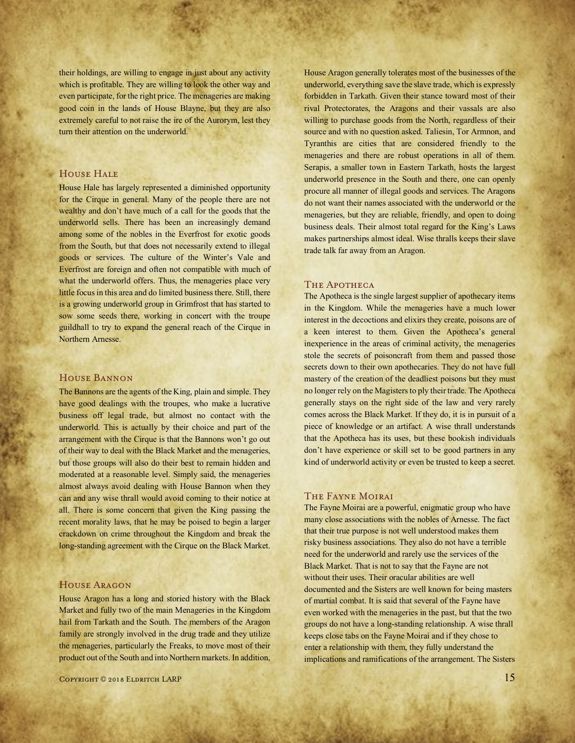their holdings, are willing to engage in just about any activity which is profitable. They are willing to look the other way and even participate, for the right price. The menageries are making good coin in the lands of House Blayne, but they are also extremely careful to not raise the ire of the Aurorym, lest they turn their attention on the underworld.

### House Hale

House Hale has largely represented a diminished opportunity for the Cirque in general. Many of the people there are not wealthy and don't have much of a call for the goods that the underworld sells. There has been an increasingly demand among some of the nobles in the Everfrost for exotic goods from the South, but that does not necessarily extend to illegal goods or services. The culture of the Winter's Vale and Everfrost are foreign and often not compatible with much of what the underworld offers. Thus, the menageries place very little focus in this area and do limited business there. Still, there is a growing underworld group in Grimfrost that has started to sow some seeds there, working in concert with the troupe guildhall to try to expand the general reach of the Cirque in Northern Arnesse.

### House Bannon

The Bannons are the agents of the King, plain and simple. They have good dealings with the troupes, who make a lucrative business off legal trade, but almost no contact with the underworld. This is actually by their choice and part of the arrangement with the Cirque is that the Bannons won't go out of their way to deal with the Black Market and the menageries, but those groups will also do their best to remain hidden and moderated at a reasonable level. Simply said, the menageries almost always avoid dealing with House Bannon when they can and any wise thrall would avoid coming to their notice at all. There is some concern that given the King passing the recent morality laws, that he may be poised to begin a larger crackdown on crime throughout the Kingdom and break the long-standing agreement with the Cirque on the Black Market.

### House Aragon

House Aragon has a long and storied history with the Black Market and fully two of the main Menageries in the Kingdom hail from Tarkath and the South. The members of the Aragon family are strongly involved in the drug trade and they utilize the menageries, particularly the Freaks, to move most of their product out of the South and into Northern markets. In addition, House Aragon generally tolerates most of the businesses of the underworld, everything save the slave trade, which is expressly forbidden in Tarkath. Given their stance toward most of their rival Protectorates, the Aragons and their vassals are also willing to purchase goods from the North, regardless of their source and with no question asked. Taliesin, Tor Armnon, and Tyranthis are cities that are considered friendly to the menageries and there are robust operations in all of them. Serapis, a smaller town in Eastern Tarkath, hosts the largest underworld presence in the South and there, one can openly procure all manner of illegal goods and services. The Aragons do not want their names associated with the underworld or the menageries, but they are reliable, friendly, and open to doing business deals. Their almost total regard for the King's Laws makes partnerships almost ideal. Wise thralls keeps their slave trade talk far away from an Aragon.

### The Apotheca

The Apotheca is the single largest supplier of apothecary items in the Kingdom. While the menageries have a much lower interest in the decoctions and elixirs they create, poisons are of a keen interest to them. Given the Apotheca's general inexperience in the areas of criminal activity, the menageries stole the secrets of poisoncraft from them and passed those secrets down to their own apothecaries. They do not have full mastery of the creation of the deadliest poisons but they must no longer rely on the Magisters to ply their trade. The Apotheca generally stays on the right side of the law and very rarely comes across the Black Market. If they do, it is in pursuit of a piece of knowledge or an artifact. A wise thrall understands that the Apotheca has its uses, but these bookish individuals don't have experience or skill set to be good partners in any kind of underworld activity or even be trusted to keep a secret.

### The Fayne Moirai

The Fayne Moirai are a powerful, enigmatic group who have many close associations with the nobles of Arnesse. The fact that their true purpose is not well understood makes them risky business associations. They also do not have a terrible need for the underworld and rarely use the services of the Black Market. That is not to say that the Fayne are not without their uses. Their oracular abilities are well documented and the Sisters are well known for being masters of martial combat. It is said that several of the Fayne have even worked with the menageries in the past, but that the two groups do not have a long-standing relationship. A wise thrall keeps close tabs on the Fayne Moirai and if they chose to enter a relationship with them, they fully understand the implications and ramifications of the arrangement. The Sisters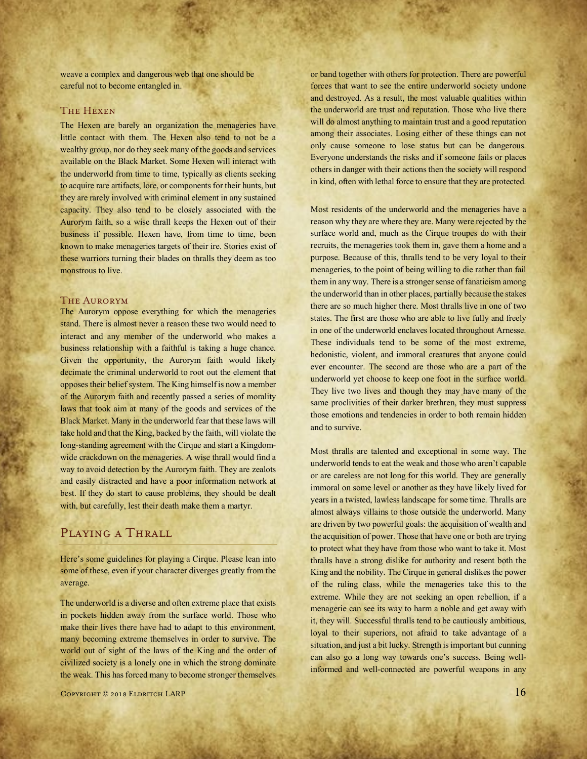weave a complex and dangerous web that one should be careful not to become entangled in.

### The Hexen

The Hexen are barely an organization the menageries have little contact with them. The Hexen also tend to not be a wealthy group, nor do they seek many of the goods and services available on the Black Market. Some Hexen will interact with the underworld from time to time, typically as clients seeking to acquire rare artifacts, lore, or components for their hunts, but they are rarely involved with criminal element in any sustained capacity. They also tend to be closely associated with the Aurorym faith, so a wise thrall keeps the Hexen out of their business if possible. Hexen have, from time to time, been known to make menageries targets of their ire. Stories exist of these warriors turning their blades on thralls they deem as too monstrous to live.

### The Aurorym

The Aurorym oppose everything for which the menageries stand. There is almost never a reason these two would need to interact and any member of the underworld who makes a business relationship with a faithful is taking a huge chance. Given the opportunity, the Aurorym faith would likely decimate the criminal underworld to root out the element that opposes their belief system. The King himself is now a member of the Aurorym faith and recently passed a series of morality laws that took aim at many of the goods and services of the Black Market. Many in the underworld fear that these laws will take hold and that the King, backed by the faith, will violate the long-standing agreement with the Cirque and start a Kingdom-wide crackdown on the menageries. A wise thrall would find a way to avoid detection by the Aurorym faith. They are zealots and easily distracted and have a poor information network at best. If they do start to cause problems, they should be dealt with, but carefully, lest their death make them a martyr.

## Playing a Thrall

Here's some guidelines for playing a Cirque. Please lean into some of these, even if your character diverges greatly from the average.

The underworld is a diverse and often extreme place that exists in pockets hidden away from the surface world. Those who make their lives there have had to adapt to this environment, many becoming extreme themselves in order to survive. The world out of sight of the laws of the King and the order of civilized society is a lonely one in which the strong dominate the weak. This has forced many to become stronger themselves or band together with others for protection. There are powerful forces that want to see the entire underworld society undone and destroyed. As a result, the most valuable qualities within the underworld are trust and reputation. Those who live there will do almost anything to maintain trust and a good reputation among their associates. Losing either of these things can not only cause someone to lose status but can be dangerous. Everyone understands the risks and if someone fails or places others in danger with their actions then the society will respond in kind, often with lethal force to ensure that they are protected.

Most residents of the underworld and the menageries have a reason why they are where they are. Many were rejected by the surface world and, much as the Cirque troupes do with their recruits, the menageries took them in, gave them a home and a purpose. Because of this, thralls tend to be very loyal to their menageries, to the point of being willing to die rather than fail them in any way. There is a stronger sense of fanaticism among the underworld than in other places, partially because the stakes there are so much higher there. Most thralls live in one of two states. The first are those who are able to live fully and freely in one of the underworld enclaves located throughout Arnesse. These individuals tend to be some of the most extreme, hedonistic, violent, and immoral creatures that anyone could ever encounter. The second are those who are a part of the underworld yet choose to keep one foot in the surface world. They live two lives and though they may have many of the same proclivities of their darker brethren, they must suppress those emotions and tendencies in order to both remain hidden and to survive.

Most thralls are talented and exceptional in some way. The underworld tends to eat the weak and those who aren't capable or are careless are not long for this world. They are generally immoral on some level or another as they have likely lived for years in a twisted, lawless landscape for some time. Thralls are almost always villains to those outside the underworld. Many are driven by two powerful goals: the acquisition of wealth and the acquisition of power. Those that have one or both are trying to protect what they have from those who want to take it. Most thralls have a strong dislike for authority and resent both the King and the nobility. The Cirque in general dislikes the power of the ruling class, while the menageries take this to the extreme. While they are not seeking an open rebellion, if a menagerie can see its way to harm a noble and get away with it, they will. Successful thralls tend to be cautiously ambitious, loyal to their superiors, not afraid to take advantage of a situation, and just a bit lucky. Strength is important but cunning can also go a long way towards one's success. Being well-informed and well-connected are powerful weapons in any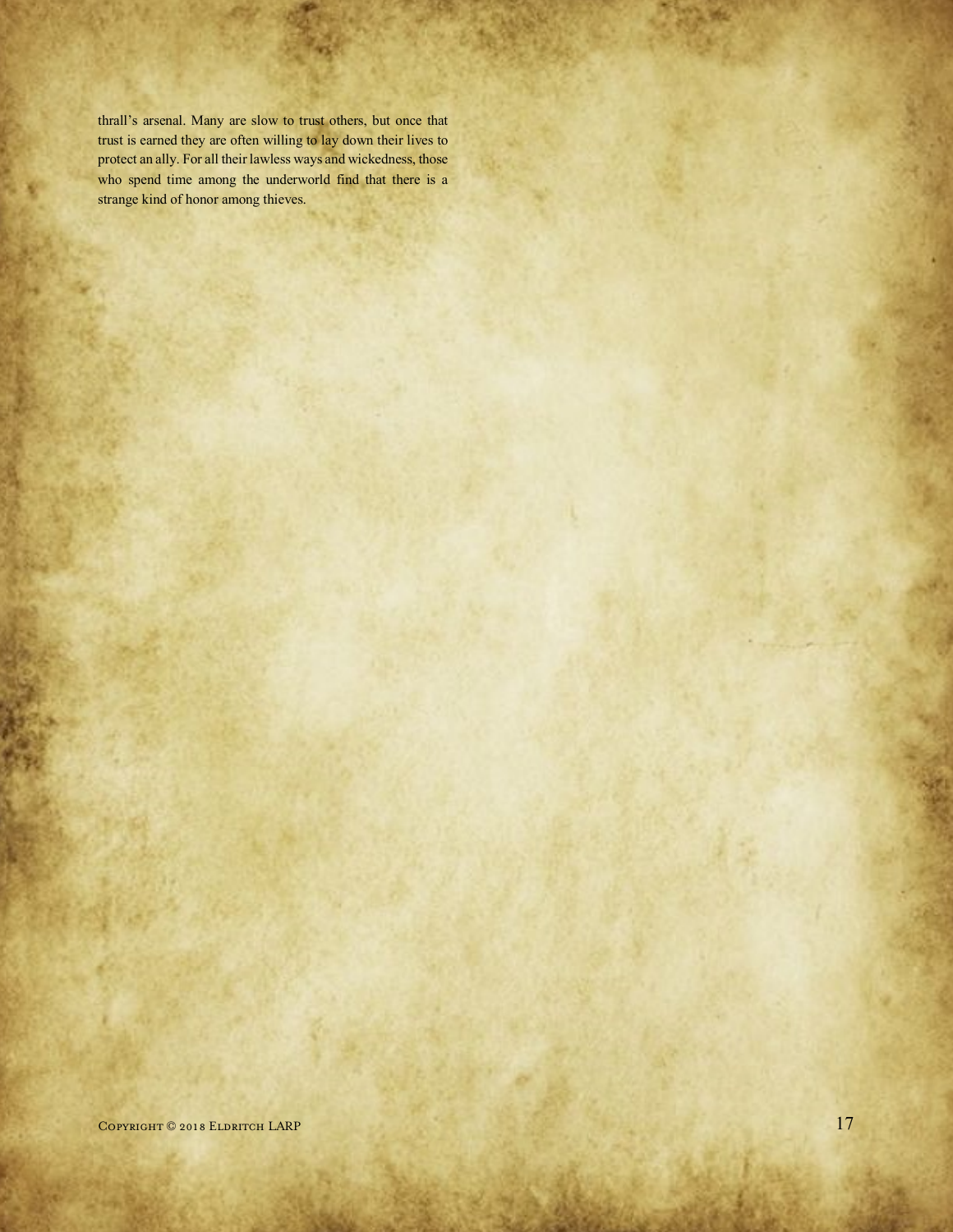thrall's arsenal. Many are slow to trust others, but once that trust is earned they are often willing to lay down their lives to protect an ally. For all their lawless ways and wickedness, those who spend time among the underworld find that there is a strange kind of honor among thieves.